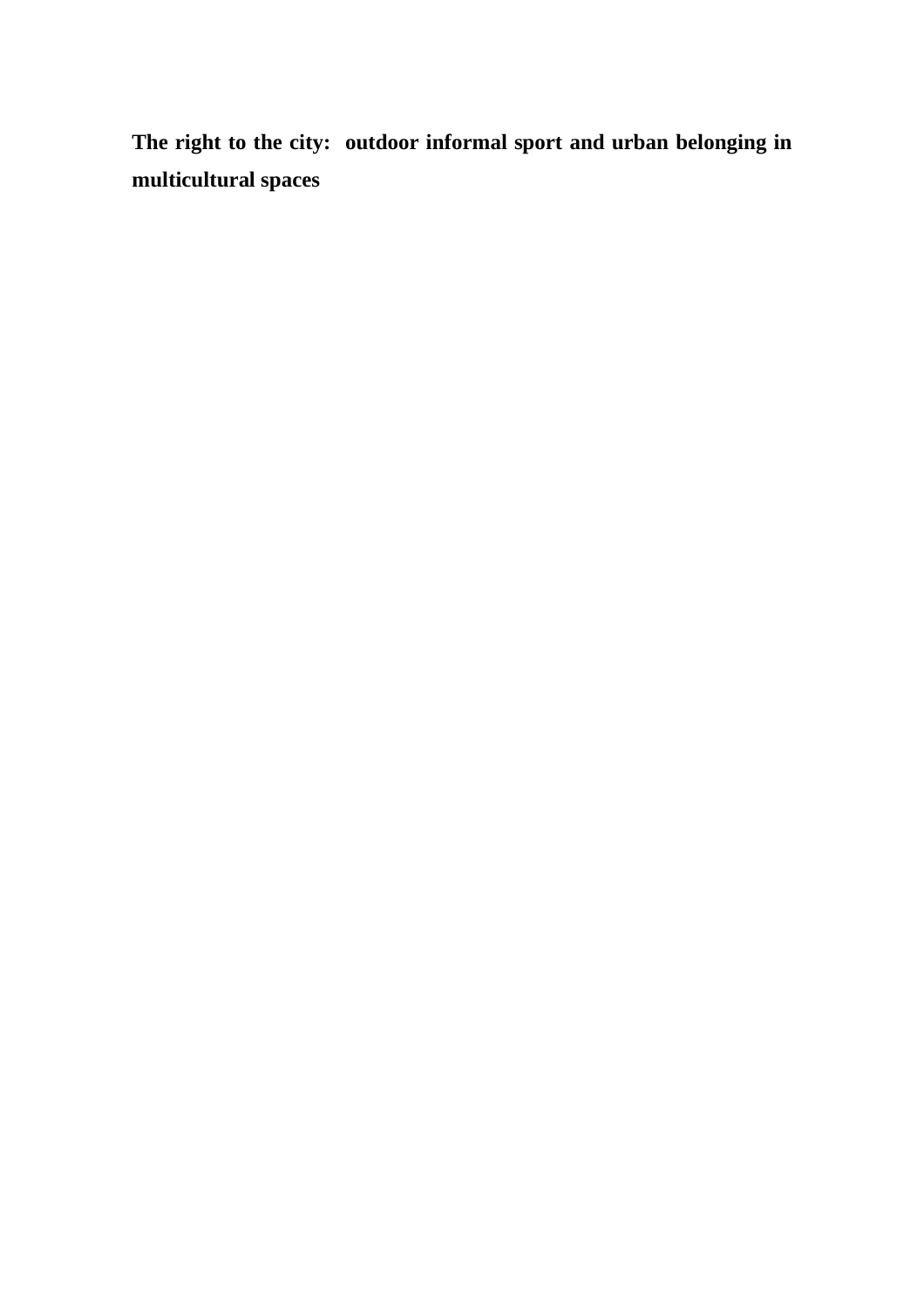# The right to the city: outdoor informal sport and urban belonging in multicultural spaces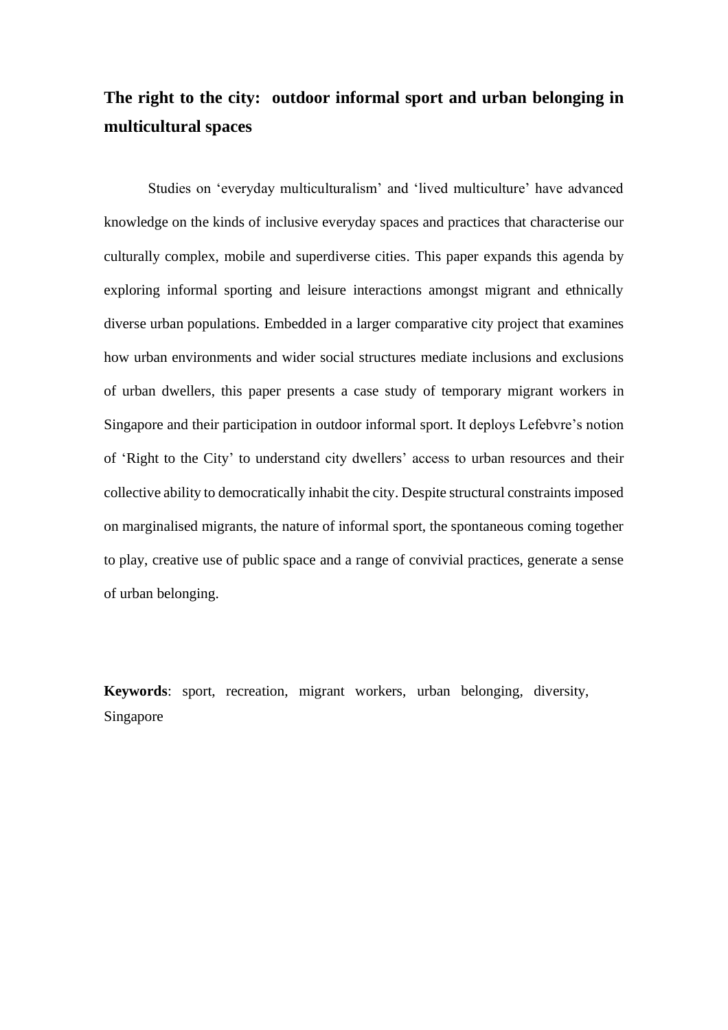# The right to the city: outdoor informal sport and urban belonging in multicultural spaces

Studies on 'everyday multiculturalism' and 'lived multiculture' have advanced knowledge on the kinds of inclusive everyday spaces and practices that characterise our culturally complex, mobile and superdiverse cities. This paper expands this agenda by exploring informal sporting and leisure interactions amongst migrant and ethnically diverse urban populations. Embedded in a larger comparative city project that examines how urban environments and wider social structures mediate inclusions and exclusions of urban dwellers, this paper presents a case study of temporary migrant workers in Singapore and their participation in outdoor informal sport. It deploys Lefebvre's notion of 'Right to the City' to understand city dwellers' access to urban resources and their collective ability to democratically inhabit the city. Despite structural constraints imposed on marginalised migrants, the nature of informal sport, the spontaneous coming together to play, creative use of public space and a range of convivial practices, generate a sense of urban belonging.

**Keywords**: sport, recreation, migrant workers, urban belonging, diversity, Singapore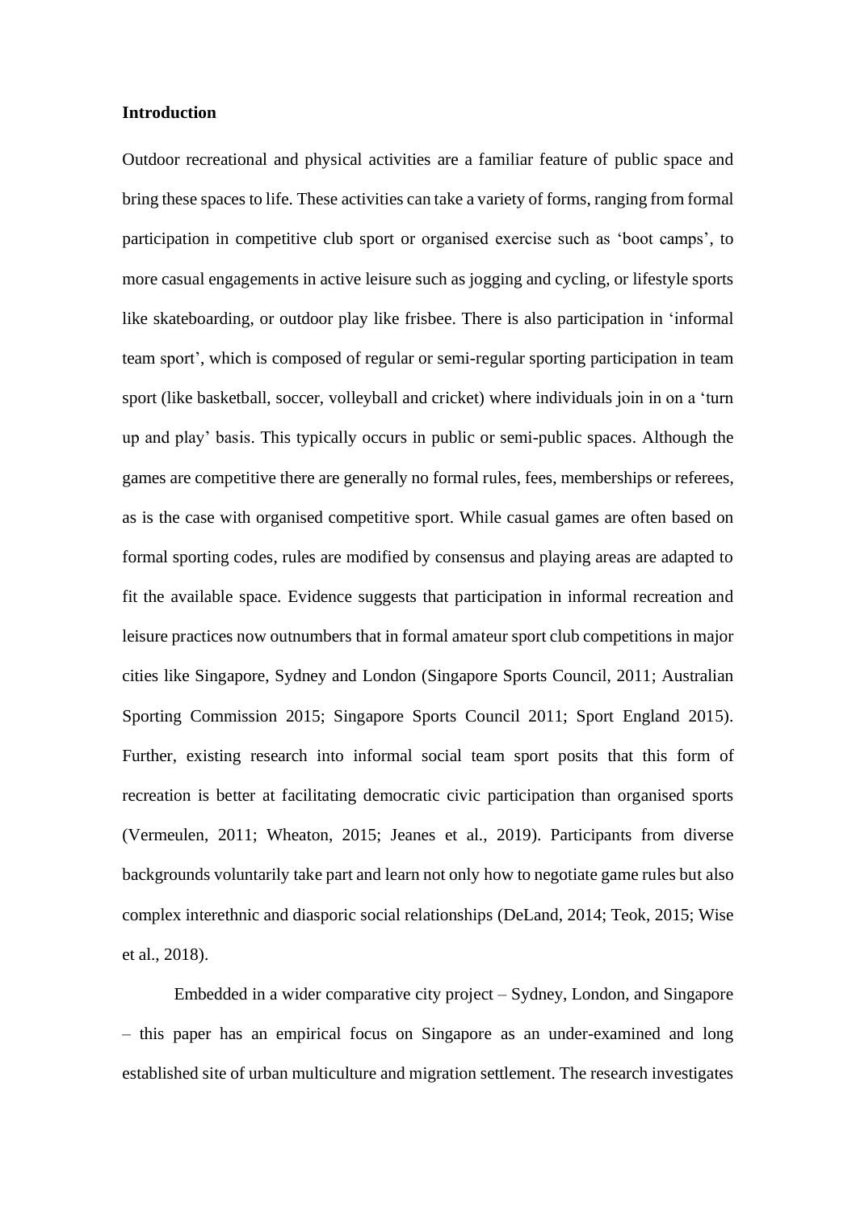**Introduction**

Outdoor recreational and physical activities are a familiar feature of public space and bring these spaces to life. These activities can take a variety of forms, ranging from formal participation in competitive club sport or organised exercise such as 'boot camps', to more casual engagements in active leisure such as jogging and cycling, or lifestyle sports like skateboarding, or outdoor play like frisbee. There is also participation in 'informal team sport', which is composed of regular or semi-regular sporting participation in team sport (like basketball, soccer, volleyball and cricket) where individuals join in on a 'turn up and play' basis. This typically occurs in public or semi-public spaces. Although the games are competitive there are generally no formal rules, fees, memberships or referees, as is the case with organised competitive sport. While casual games are often based on formal sporting codes, rules are modified by consensus and playing areas are adapted to fit the available space. Evidence suggests that participation in informal recreation and leisure practices now outnumbers that in formal amateur sport club competitions in major cities like Singapore, Sydney and London (Singapore Sports Council, 2011; Australian Sporting Commission 2015; Singapore Sports Council 2011; Sport England 2015). Further, existing research into informal social team sport posits that this form of recreation is better at facilitating democratic civic participation than organised sports (Vermeulen, 2011; Wheaton, 2015; Jeanes et al., 2019). Participants from diverse backgrounds voluntarily take part and learn not only how to negotiate game rules but also complex interethnic and diasporic social relationships (DeLand, 2014; Teok, 2015; Wise et al., 2018).

Embedded in a wider comparative city project – Sydney, London, and Singapore – this paper has an empirical focus on Singapore as an under-examined and long established site of urban multiculture and migration settlement. The research investigates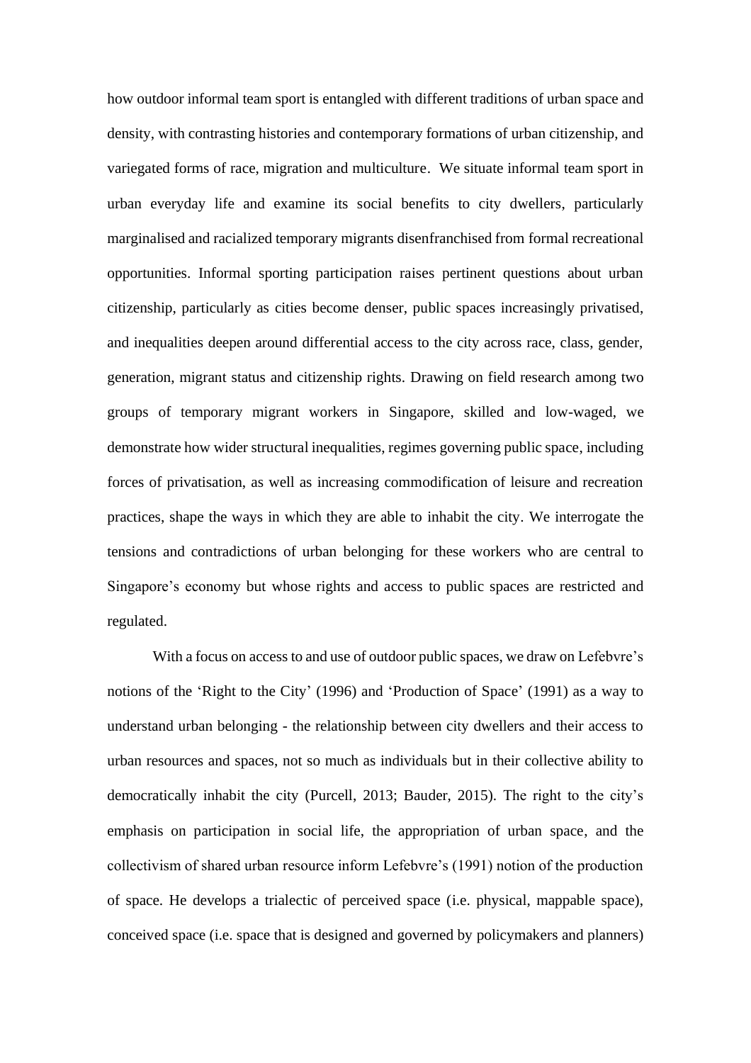how outdoor informal team sport is entangled with different traditions of urban space and density, with contrasting histories and contemporary formations of urban citizenship, and variegated forms of race, migration and multiculture. We situate informal team sport in urban everyday life and examine its social benefits to city dwellers, particularly marginalised and racialized temporary migrants disenfranchised from formal recreational opportunities. Informal sporting participation raises pertinent questions about urban citizenship, particularly as cities become denser, public spaces increasingly privatised, and inequalities deepen around differential access to the city across race, class, gender, generation, migrant status and citizenship rights. Drawing on field research among two groups of temporary migrant workers in Singapore, skilled and low-waged, we demonstrate how wider structural inequalities, regimes governing public space, including forces of privatisation, as well as increasing commodification of leisure and recreation practices, shape the ways in which they are able to inhabit the city. We interrogate the tensions and contradictions of urban belonging for these workers who are central to Singapore's economy but whose rights and access to public spaces are restricted and regulated.

With a focus on access to and use of outdoor public spaces, we draw on Lefebvre's notions of the 'Right to the City' (1996) and 'Production of Space' (1991) as a way to understand urban belonging - the relationship between city dwellers and their access to urban resources and spaces, not so much as individuals but in their collective ability to democratically inhabit the city (Purcell, 2013; Bauder, 2015). The right to the city's emphasis on participation in social life, the appropriation of urban space, and the collectivism of shared urban resource inform Lefebvre's (1991) notion of the production of space. He develops a trialectic of perceived space (i.e. physical, mappable space), conceived space (i.e. space that is designed and governed by policymakers and planners)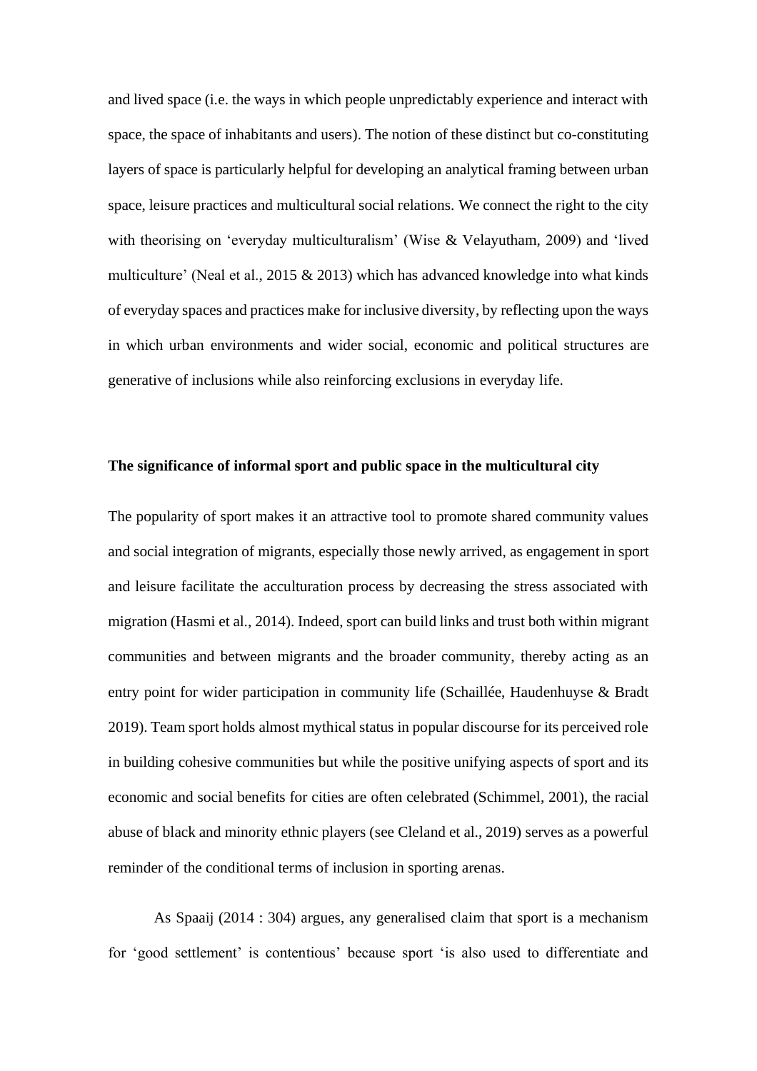and lived space (i.e. the ways in which people unpredictably experience and interact with space, the space of inhabitants and users). The notion of these distinct but co-constituting layers of space is particularly helpful for developing an analytical framing between urban space, leisure practices and multicultural social relations. We connect the right to the city with theorising on 'everyday multiculturalism' (Wise & Velayutham, 2009) and 'lived multiculture' (Neal et al., 2015 & 2013) which has advanced knowledge into what kinds of everyday spaces and practices make for inclusive diversity, by reflecting upon the ways in which urban environments and wider social, economic and political structures are generative of inclusions while also reinforcing exclusions in everyday life.

## The significance of informal sport and public space in the multicultural city

The popularity of sport makes it an attractive tool to promote shared community values and social integration of migrants, especially those newly arrived, as engagement in sport and leisure facilitate the acculturation process by decreasing the stress associated with migration (Hasmi et al., 2014). Indeed, sport can build links and trust both within migrant communities and between migrants and the broader community, thereby acting as an entry point for wider participation in community life (Schaillée, Haudenhuyse & Bradt 2019). Team sport holds almost mythical status in popular discourse for its perceived role in building cohesive communities but while the positive unifying aspects of sport and its economic and social benefits for cities are often celebrated (Schimmel, 2001), the racial abuse of black and minority ethnic players (see Cleland et al., 2019) serves as a powerful reminder of the conditional terms of inclusion in sporting arenas.

As Spaaij (2014 : 304) argues, any generalised claim that sport is a mechanism for 'good settlement' is contentious' because sport 'is also used to differentiate and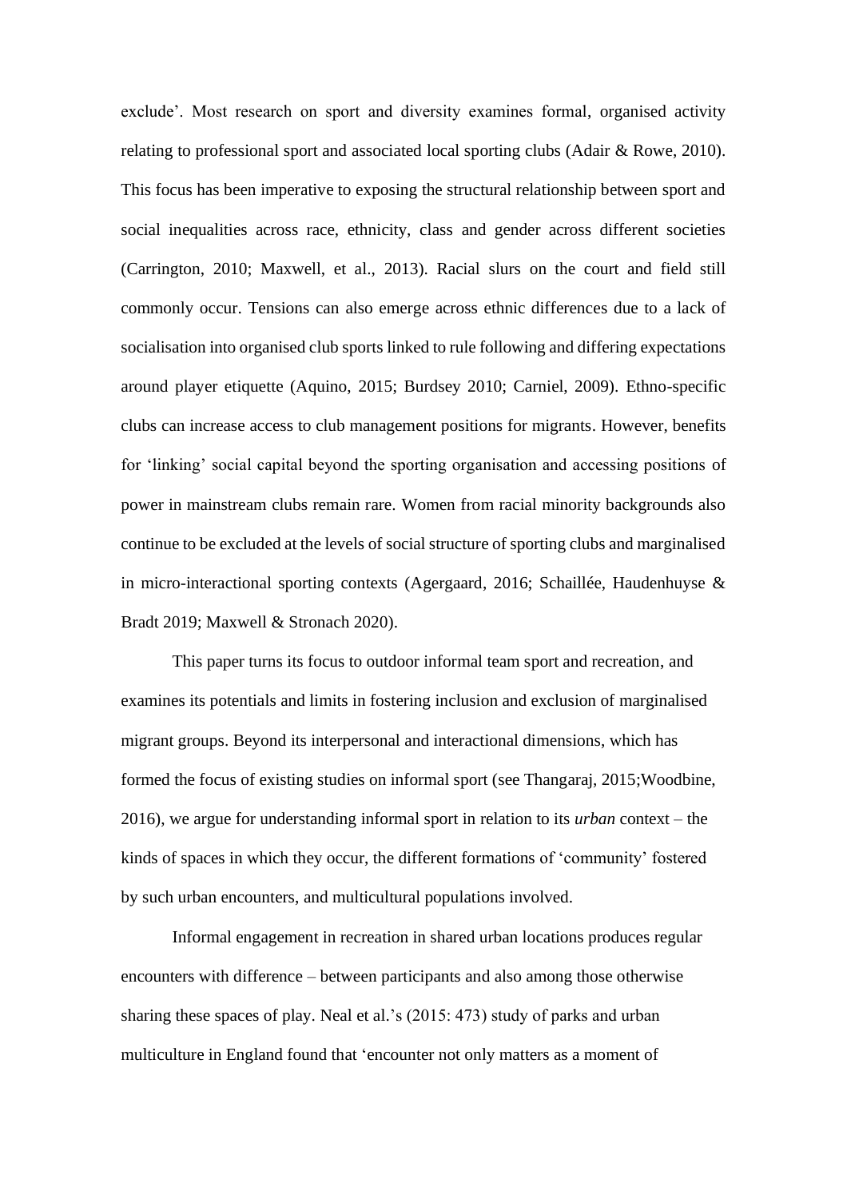exclude'. Most research on sport and diversity examines formal, organised activity relating to professional sport and associated local sporting clubs (Adair & Rowe, 2010). This focus has been imperative to exposing the structural relationship between sport and social inequalities across race, ethnicity, class and gender across different societies (Carrington, 2010; Maxwell, et al., 2013). Racial slurs on the court and field still commonly occur. Tensions can also emerge across ethnic differences due to a lack of socialisation into organised club sports linked to rule following and differing expectations around player etiquette (Aquino, 2015; Burdsey 2010; Carniel, 2009). Ethno-specific clubs can increase access to club management positions for migrants. However, benefits for 'linking' social capital beyond the sporting organisation and accessing positions of power in mainstream clubs remain rare. Women from racial minority backgrounds also continue to be excluded at the levels of social structure of sporting clubs and marginalised in micro-interactional sporting contexts (Agergaard, 2016; Schaillée, Haudenhuyse & Bradt 2019; Maxwell & Stronach 2020).

This paper turns its focus to outdoor informal team sport and recreation, and examines its potentials and limits in fostering inclusion and exclusion of marginalised migrant groups. Beyond its interpersonal and interactional dimensions, which has formed the focus of existing studies on informal sport (see Thangaraj, 2015;Woodbine, 2016), we argue for understanding informal sport in relation to its *urban* context – the kinds of spaces in which they occur, the different formations of 'community' fostered by such urban encounters, and multicultural populations involved.

Informal engagement in recreation in shared urban locations produces regular encounters with difference – between participants and also among those otherwise sharing these spaces of play. Neal et al.'s (2015: 473) study of parks and urban multiculture in England found that 'encounter not only matters as a moment of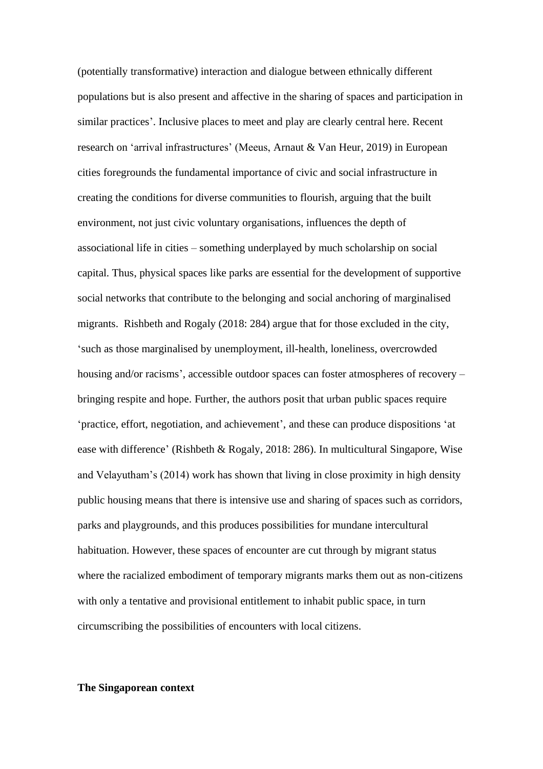(potentially transformative) interaction and dialogue between ethnically different populations but is also present and affective in the sharing of spaces and participation in similar practices'. Inclusive places to meet and play are clearly central here. Recent research on 'arrival infrastructures' (Meeus, Arnaut & Van Heur, 2019) in European cities foregrounds the fundamental importance of civic and social infrastructure in creating the conditions for diverse communities to flourish, arguing that the built environment, not just civic voluntary organisations, influences the depth of associational life in cities – something underplayed by much scholarship on social capital. Thus, physical spaces like parks are essential for the development of supportive social networks that contribute to the belonging and social anchoring of marginalised migrants. Rishbeth and Rogaly (2018: 284) argue that for those excluded in the city, 'such as those marginalised by unemployment, ill-health, loneliness, overcrowded housing and/or racisms', accessible outdoor spaces can foster atmospheres of recovery – bringing respite and hope. Further, the authors posit that urban public spaces require 'practice, effort, negotiation, and achievement', and these can produce dispositions 'at ease with difference' (Rishbeth & Rogaly, 2018: 286). In multicultural Singapore, Wise and Velayutham's (2014) work has shown that living in close proximity in high density public housing means that there is intensive use and sharing of spaces such as corridors, parks and playgrounds, and this produces possibilities for mundane intercultural habituation. However, these spaces of encounter are cut through by migrant status where the racialized embodiment of temporary migrants marks them out as non-citizens with only a tentative and provisional entitlement to inhabit public space, in turn circumscribing the possibilities of encounters with local citizens.

**The Singaporean context**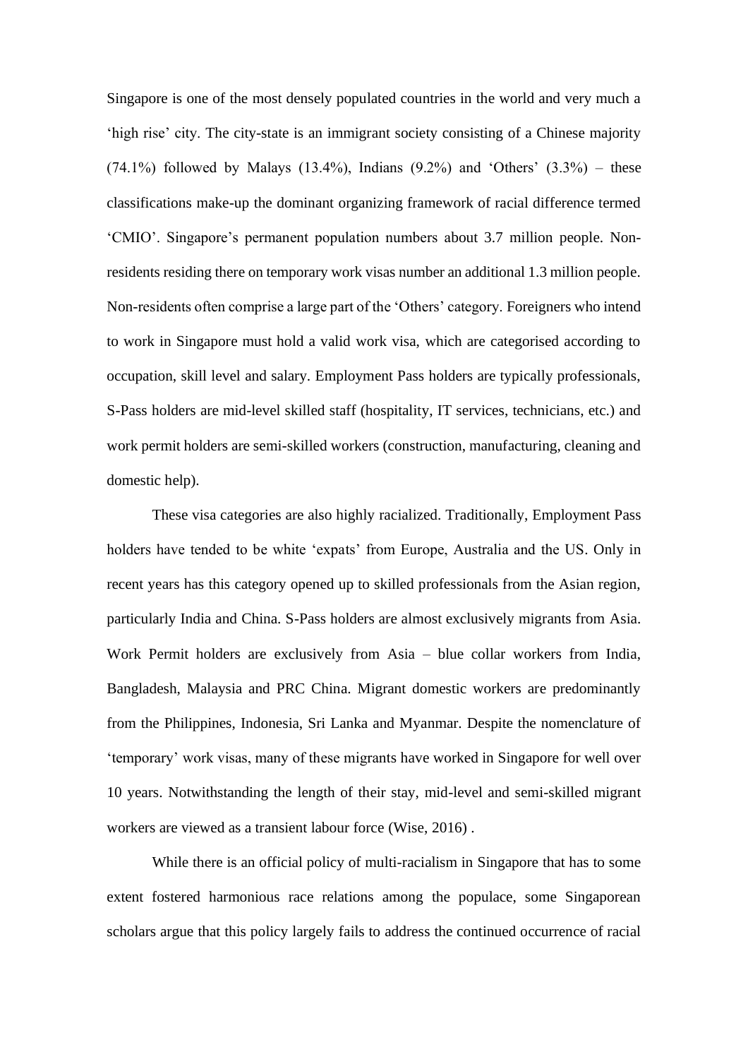Singapore is one of the most densely populated countries in the world and very much a 'high rise' city. The city-state is an immigrant society consisting of a Chinese majority (74.1%) followed by Malays (13.4%), Indians (9.2%) and 'Others' (3.3%) – these classifications make-up the dominant organizing framework of racial difference termed 'CMIO'. Singapore's permanent population numbers about 3.7 million people. Non-residents residing there on temporary work visas number an additional 1.3 million people. Non-residents often comprise a large part of the 'Others' category. Foreigners who intend to work in Singapore must hold a valid work visa, which are categorised according to occupation, skill level and salary. Employment Pass holders are typically professionals, S-Pass holders are mid-level skilled staff (hospitality, IT services, technicians, etc.) and work permit holders are semi-skilled workers (construction, manufacturing, cleaning and domestic help).

These visa categories are also highly racialized. Traditionally, Employment Pass holders have tended to be white 'expats' from Europe, Australia and the US. Only in recent years has this category opened up to skilled professionals from the Asian region, particularly India and China. S-Pass holders are almost exclusively migrants from Asia. Work Permit holders are exclusively from Asia – blue collar workers from India, Bangladesh, Malaysia and PRC China. Migrant domestic workers are predominantly from the Philippines, Indonesia, Sri Lanka and Myanmar. Despite the nomenclature of 'temporary' work visas, many of these migrants have worked in Singapore for well over 10 years. Notwithstanding the length of their stay, mid-level and semi-skilled migrant workers are viewed as a transient labour force (Wise, 2016) .

While there is an official policy of multi-racialism in Singapore that has to some extent fostered harmonious race relations among the populace, some Singaporean scholars argue that this policy largely fails to address the continued occurrence of racial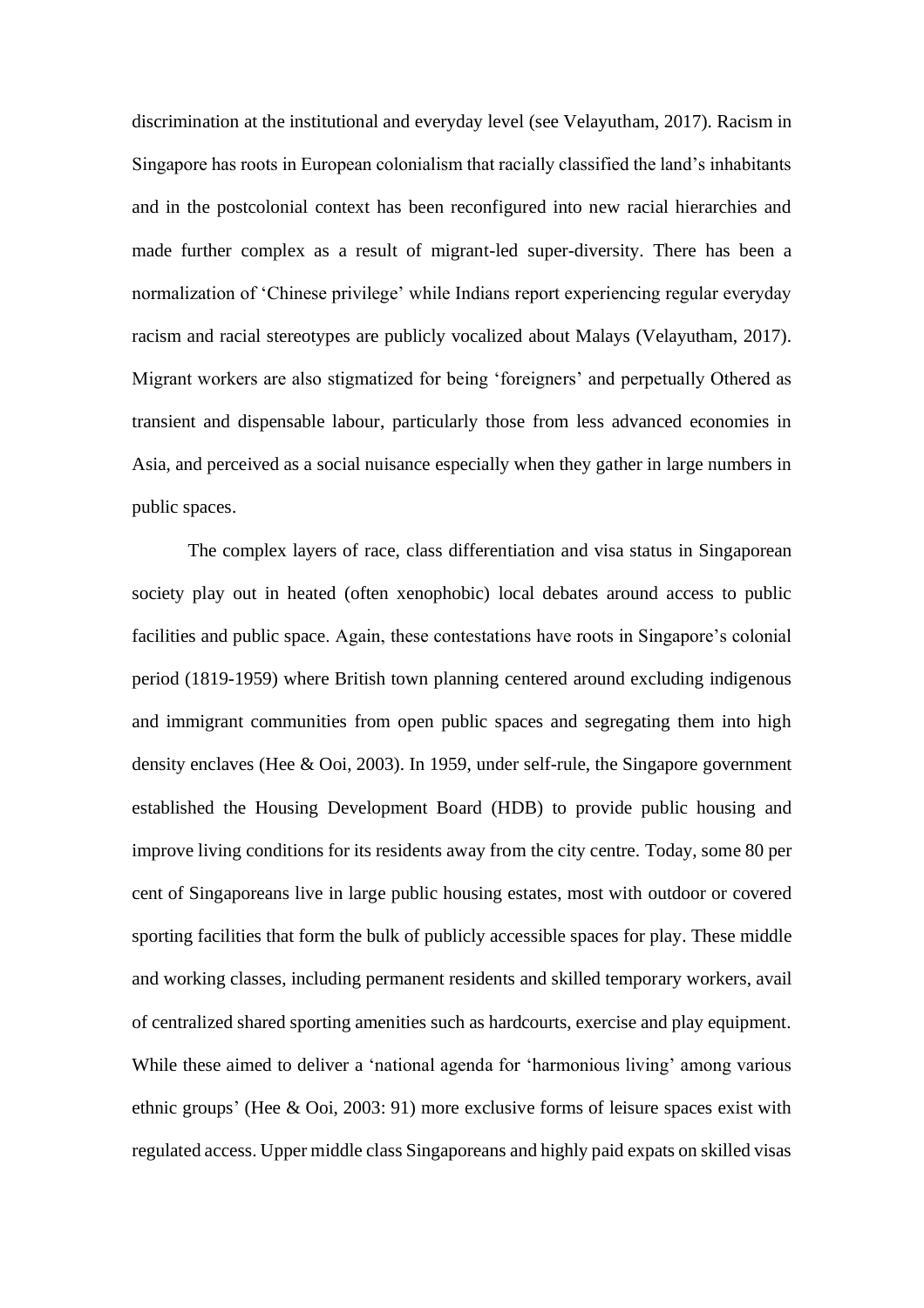discrimination at the institutional and everyday level (see Velayutham, 2017). Racism in Singapore has roots in European colonialism that racially classified the land's inhabitants and in the postcolonial context has been reconfigured into new racial hierarchies and made further complex as a result of migrant-led super-diversity. There has been a normalization of 'Chinese privilege' while Indians report experiencing regular everyday racism and racial stereotypes are publicly vocalized about Malays (Velayutham, 2017). Migrant workers are also stigmatized for being 'foreigners' and perpetually Othered as transient and dispensable labour, particularly those from less advanced economies in Asia, and perceived as a social nuisance especially when they gather in large numbers in public spaces.

The complex layers of race, class differentiation and visa status in Singaporean society play out in heated (often xenophobic) local debates around access to public facilities and public space. Again, these contestations have roots in Singapore's colonial period (1819-1959) where British town planning centered around excluding indigenous and immigrant communities from open public spaces and segregating them into high density enclaves (Hee & Ooi, 2003). In 1959, under self-rule, the Singapore government established the Housing Development Board (HDB) to provide public housing and improve living conditions for its residents away from the city centre. Today, some 80 per cent of Singaporeans live in large public housing estates, most with outdoor or covered sporting facilities that form the bulk of publicly accessible spaces for play. These middle and working classes, including permanent residents and skilled temporary workers, avail of centralized shared sporting amenities such as hardcourts, exercise and play equipment. While these aimed to deliver a 'national agenda for 'harmonious living' among various ethnic groups' (Hee & Ooi, 2003: 91) more exclusive forms of leisure spaces exist with regulated access. Upper middle class Singaporeans and highly paid expats on skilled visas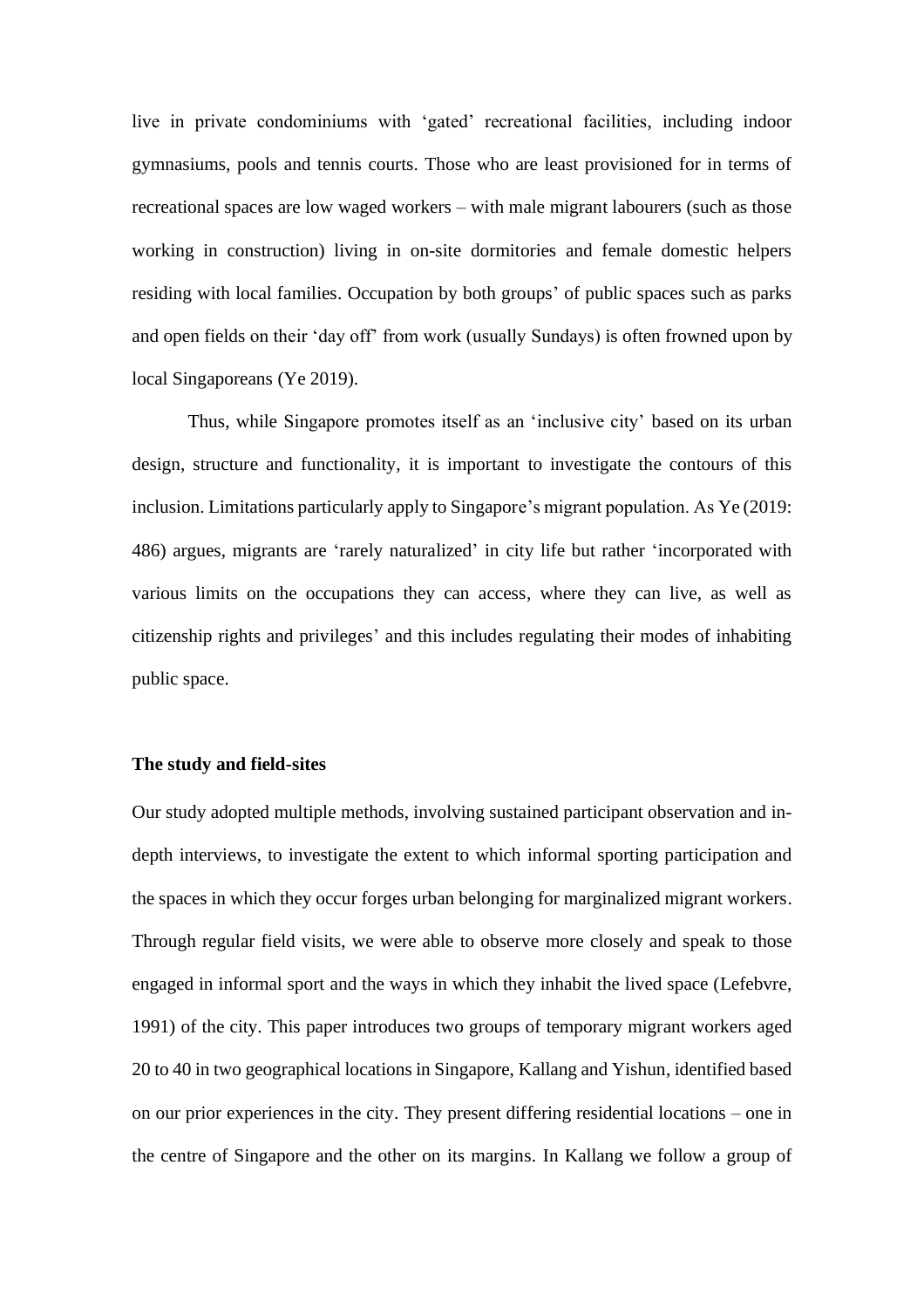live in private condominiums with 'gated' recreational facilities, including indoor gymnasiums, pools and tennis courts. Those who are least provisioned for in terms of recreational spaces are low waged workers – with male migrant labourers (such as those working in construction) living in on-site dormitories and female domestic helpers residing with local families. Occupation by both groups' of public spaces such as parks and open fields on their 'day off' from work (usually Sundays) is often frowned upon by local Singaporeans (Ye 2019).

Thus, while Singapore promotes itself as an 'inclusive city' based on its urban design, structure and functionality, it is important to investigate the contours of this inclusion. Limitations particularly apply to Singapore's migrant population. As Ye (2019: 486) argues, migrants are 'rarely naturalized' in city life but rather 'incorporated with various limits on the occupations they can access, where they can live, as well as citizenship rights and privileges' and this includes regulating their modes of inhabiting public space.

**The study and field-sites**

Our study adopted multiple methods, involving sustained participant observation and in-depth interviews, to investigate the extent to which informal sporting participation and the spaces in which they occur forges urban belonging for marginalized migrant workers. Through regular field visits, we were able to observe more closely and speak to those engaged in informal sport and the ways in which they inhabit the lived space (Lefebvre, 1991) of the city. This paper introduces two groups of temporary migrant workers aged 20 to 40 in two geographical locations in Singapore, Kallang and Yishun, identified based on our prior experiences in the city. They present differing residential locations – one in the centre of Singapore and the other on its margins. In Kallang we follow a group of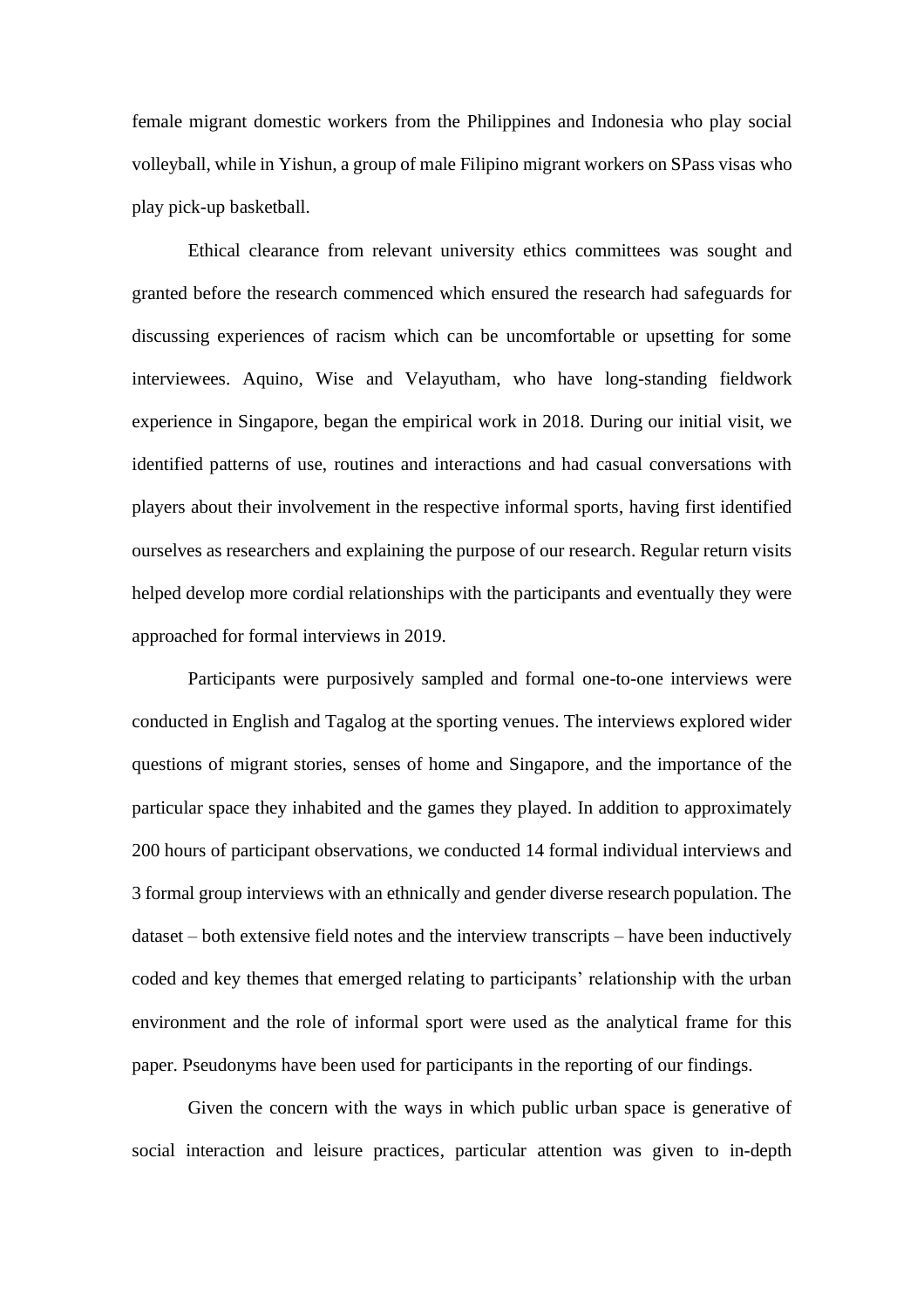female migrant domestic workers from the Philippines and Indonesia who play social volleyball, while in Yishun, a group of male Filipino migrant workers on SPass visas who play pick-up basketball.

Ethical clearance from relevant university ethics committees was sought and granted before the research commenced which ensured the research had safeguards for discussing experiences of racism which can be uncomfortable or upsetting for some interviewees. Aquino, Wise and Velayutham, who have long-standing fieldwork experience in Singapore, began the empirical work in 2018. During our initial visit, we identified patterns of use, routines and interactions and had casual conversations with players about their involvement in the respective informal sports, having first identified ourselves as researchers and explaining the purpose of our research. Regular return visits helped develop more cordial relationships with the participants and eventually they were approached for formal interviews in 2019.

Participants were purposively sampled and formal one-to-one interviews were conducted in English and Tagalog at the sporting venues. The interviews explored wider questions of migrant stories, senses of home and Singapore, and the importance of the particular space they inhabited and the games they played. In addition to approximately 200 hours of participant observations, we conducted 14 formal individual interviews and 3 formal group interviews with an ethnically and gender diverse research population. The dataset – both extensive field notes and the interview transcripts – have been inductively coded and key themes that emerged relating to participants' relationship with the urban environment and the role of informal sport were used as the analytical frame for this paper. Pseudonyms have been used for participants in the reporting of our findings.

Given the concern with the ways in which public urban space is generative of social interaction and leisure practices, particular attention was given to in-depth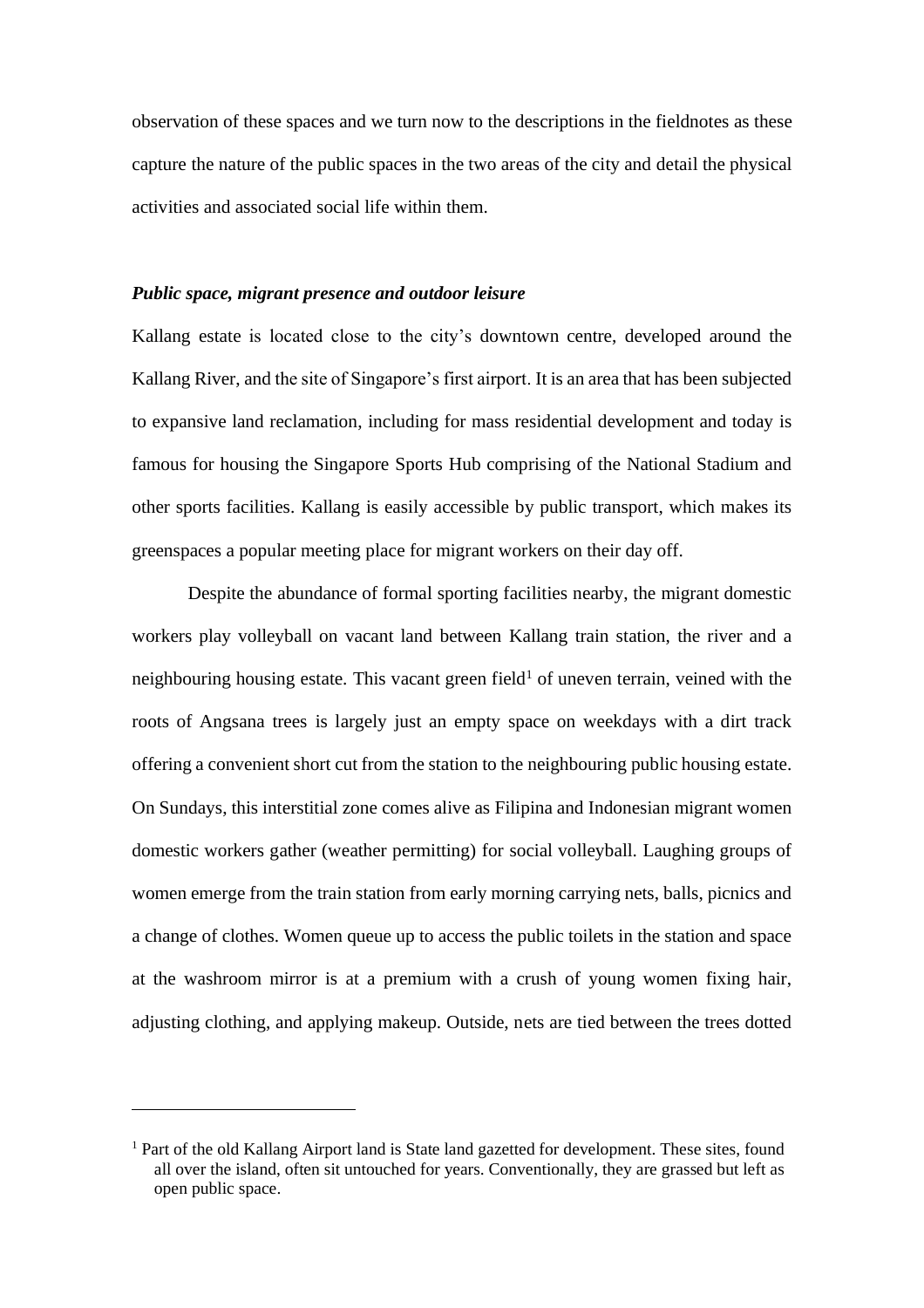observation of these spaces and we turn now to the descriptions in the fieldnotes as these capture the nature of the public spaces in the two areas of the city and detail the physical activities and associated social life within them.

### ***Public space, migrant presence and outdoor leisure***

Kallang estate is located close to the city's downtown centre, developed around the Kallang River, and the site of Singapore's first airport. It is an area that has been subjected to expansive land reclamation, including for mass residential development and today is famous for housing the Singapore Sports Hub comprising of the National Stadium and other sports facilities. Kallang is easily accessible by public transport, which makes its greenspaces a popular meeting place for migrant workers on their day off.

Despite the abundance of formal sporting facilities nearby, the migrant domestic workers play volleyball on vacant land between Kallang train station, the river and a neighbouring housing estate. This vacant green field[1] of uneven terrain, veined with the roots of Angsana trees is largely just an empty space on weekdays with a dirt track offering a convenient short cut from the station to the neighbouring public housing estate. On Sundays, this interstitial zone comes alive as Filipina and Indonesian migrant women domestic workers gather (weather permitting) for social volleyball. Laughing groups of women emerge from the train station from early morning carrying nets, balls, picnics and a change of clothes. Women queue up to access the public toilets in the station and space at the washroom mirror is at a premium with a crush of young women fixing hair, adjusting clothing, and applying makeup. Outside, nets are tied between the trees dotted

[1] Part of the old Kallang Airport land is State land gazetted for development. These sites, found all over the island, often sit untouched for years. Conventionally, they are grassed but left as open public space.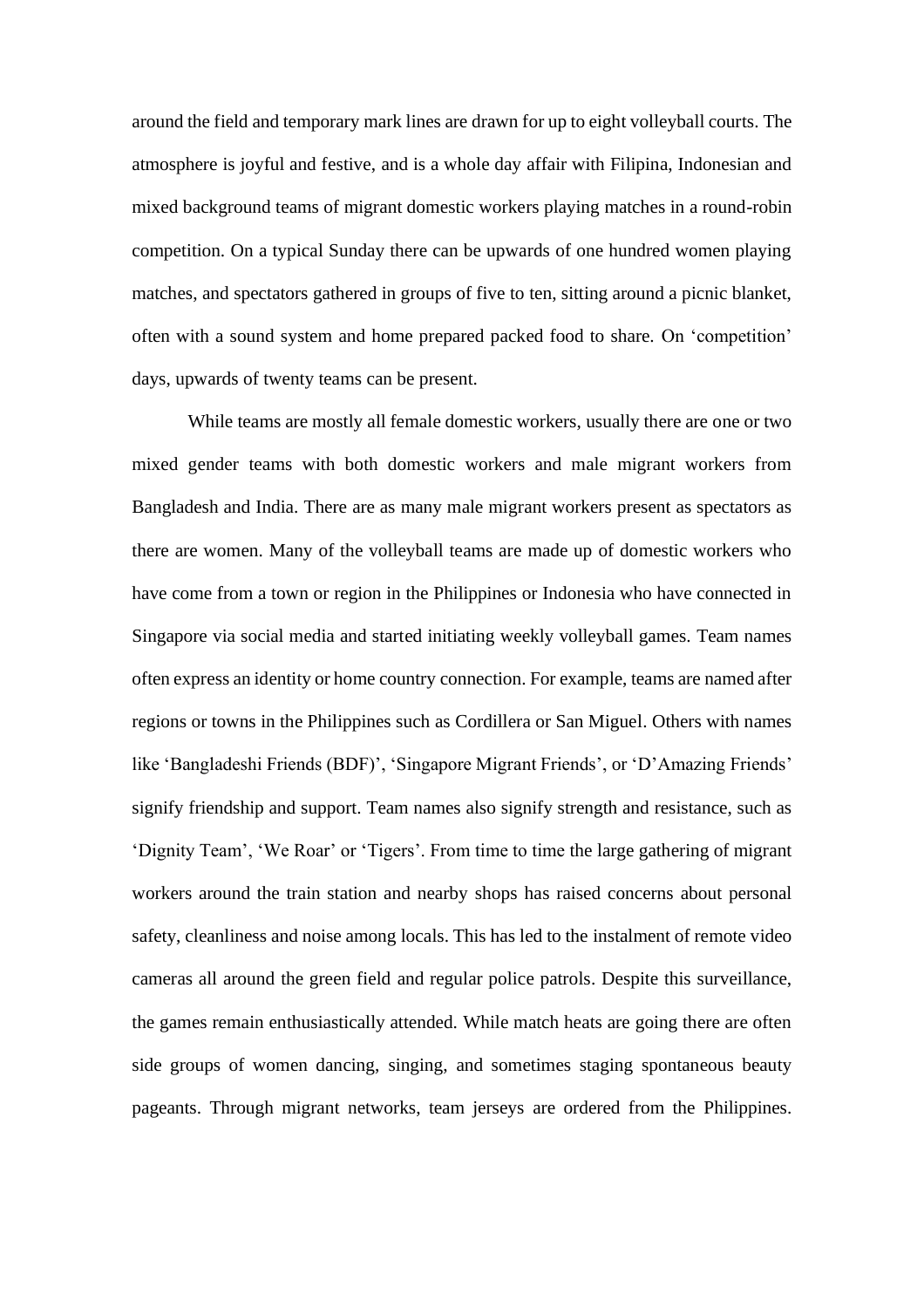around the field and temporary mark lines are drawn for up to eight volleyball courts. The atmosphere is joyful and festive, and is a whole day affair with Filipina, Indonesian and mixed background teams of migrant domestic workers playing matches in a round-robin competition. On a typical Sunday there can be upwards of one hundred women playing matches, and spectators gathered in groups of five to ten, sitting around a picnic blanket, often with a sound system and home prepared packed food to share. On 'competition' days, upwards of twenty teams can be present.

While teams are mostly all female domestic workers, usually there are one or two mixed gender teams with both domestic workers and male migrant workers from Bangladesh and India. There are as many male migrant workers present as spectators as there are women. Many of the volleyball teams are made up of domestic workers who have come from a town or region in the Philippines or Indonesia who have connected in Singapore via social media and started initiating weekly volleyball games. Team names often express an identity or home country connection. For example, teams are named after regions or towns in the Philippines such as Cordillera or San Miguel. Others with names like 'Bangladeshi Friends (BDF)', 'Singapore Migrant Friends', or 'D'Amazing Friends' signify friendship and support. Team names also signify strength and resistance, such as 'Dignity Team', 'We Roar' or 'Tigers'. From time to time the large gathering of migrant workers around the train station and nearby shops has raised concerns about personal safety, cleanliness and noise among locals. This has led to the instalment of remote video cameras all around the green field and regular police patrols. Despite this surveillance, the games remain enthusiastically attended. While match heats are going there are often side groups of women dancing, singing, and sometimes staging spontaneous beauty pageants. Through migrant networks, team jerseys are ordered from the Philippines.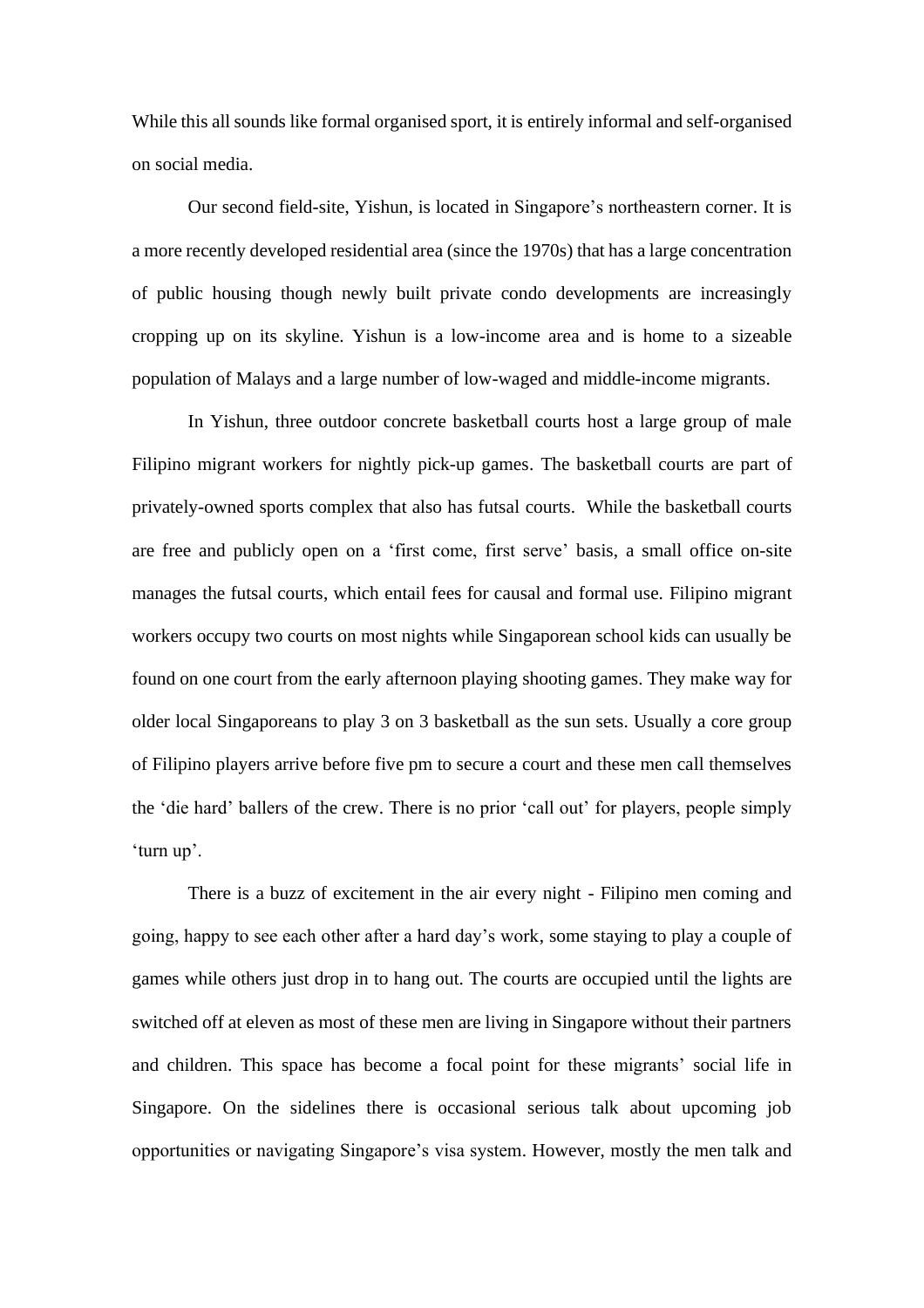While this all sounds like formal organised sport, it is entirely informal and self-organised on social media.

Our second field-site, Yishun, is located in Singapore's northeastern corner. It is a more recently developed residential area (since the 1970s) that has a large concentration of public housing though newly built private condo developments are increasingly cropping up on its skyline. Yishun is a low-income area and is home to a sizeable population of Malays and a large number of low-waged and middle-income migrants.

In Yishun, three outdoor concrete basketball courts host a large group of male Filipino migrant workers for nightly pick-up games. The basketball courts are part of privately-owned sports complex that also has futsal courts. While the basketball courts are free and publicly open on a 'first come, first serve' basis, a small office on-site manages the futsal courts, which entail fees for causal and formal use. Filipino migrant workers occupy two courts on most nights while Singaporean school kids can usually be found on one court from the early afternoon playing shooting games. They make way for older local Singaporeans to play 3 on 3 basketball as the sun sets. Usually a core group of Filipino players arrive before five pm to secure a court and these men call themselves the 'die hard' ballers of the crew. There is no prior 'call out' for players, people simply 'turn up'.

There is a buzz of excitement in the air every night - Filipino men coming and going, happy to see each other after a hard day's work, some staying to play a couple of games while others just drop in to hang out. The courts are occupied until the lights are switched off at eleven as most of these men are living in Singapore without their partners and children. This space has become a focal point for these migrants' social life in Singapore. On the sidelines there is occasional serious talk about upcoming job opportunities or navigating Singapore's visa system. However, mostly the men talk and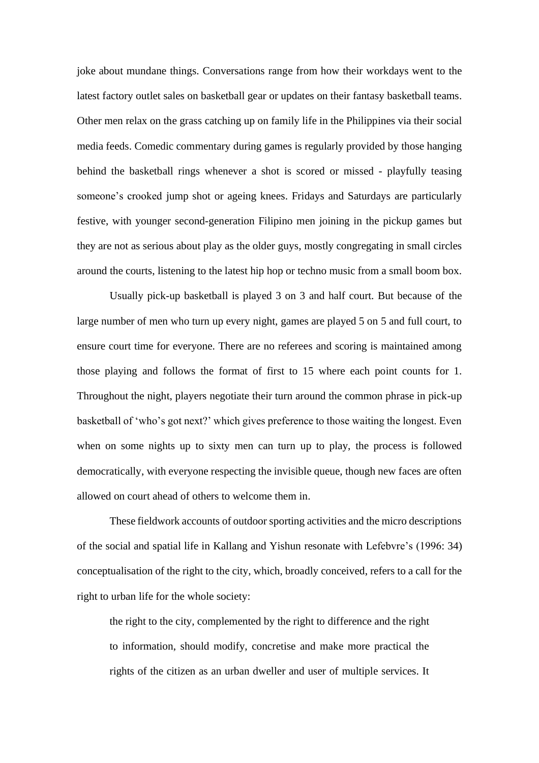joke about mundane things. Conversations range from how their workdays went to the latest factory outlet sales on basketball gear or updates on their fantasy basketball teams. Other men relax on the grass catching up on family life in the Philippines via their social media feeds. Comedic commentary during games is regularly provided by those hanging behind the basketball rings whenever a shot is scored or missed - playfully teasing someone's crooked jump shot or ageing knees. Fridays and Saturdays are particularly festive, with younger second-generation Filipino men joining in the pickup games but they are not as serious about play as the older guys, mostly congregating in small circles around the courts, listening to the latest hip hop or techno music from a small boom box.

Usually pick-up basketball is played 3 on 3 and half court. But because of the large number of men who turn up every night, games are played 5 on 5 and full court, to ensure court time for everyone. There are no referees and scoring is maintained among those playing and follows the format of first to 15 where each point counts for 1. Throughout the night, players negotiate their turn around the common phrase in pick-up basketball of 'who's got next?' which gives preference to those waiting the longest. Even when on some nights up to sixty men can turn up to play, the process is followed democratically, with everyone respecting the invisible queue, though new faces are often allowed on court ahead of others to welcome them in.

These fieldwork accounts of outdoor sporting activities and the micro descriptions of the social and spatial life in Kallang and Yishun resonate with Lefebvre's (1996: 34) conceptualisation of the right to the city, which, broadly conceived, refers to a call for the right to urban life for the whole society:

> the right to the city, complemented by the right to difference and the right to information, should modify, concretise and make more practical the rights of the citizen as an urban dweller and user of multiple services. It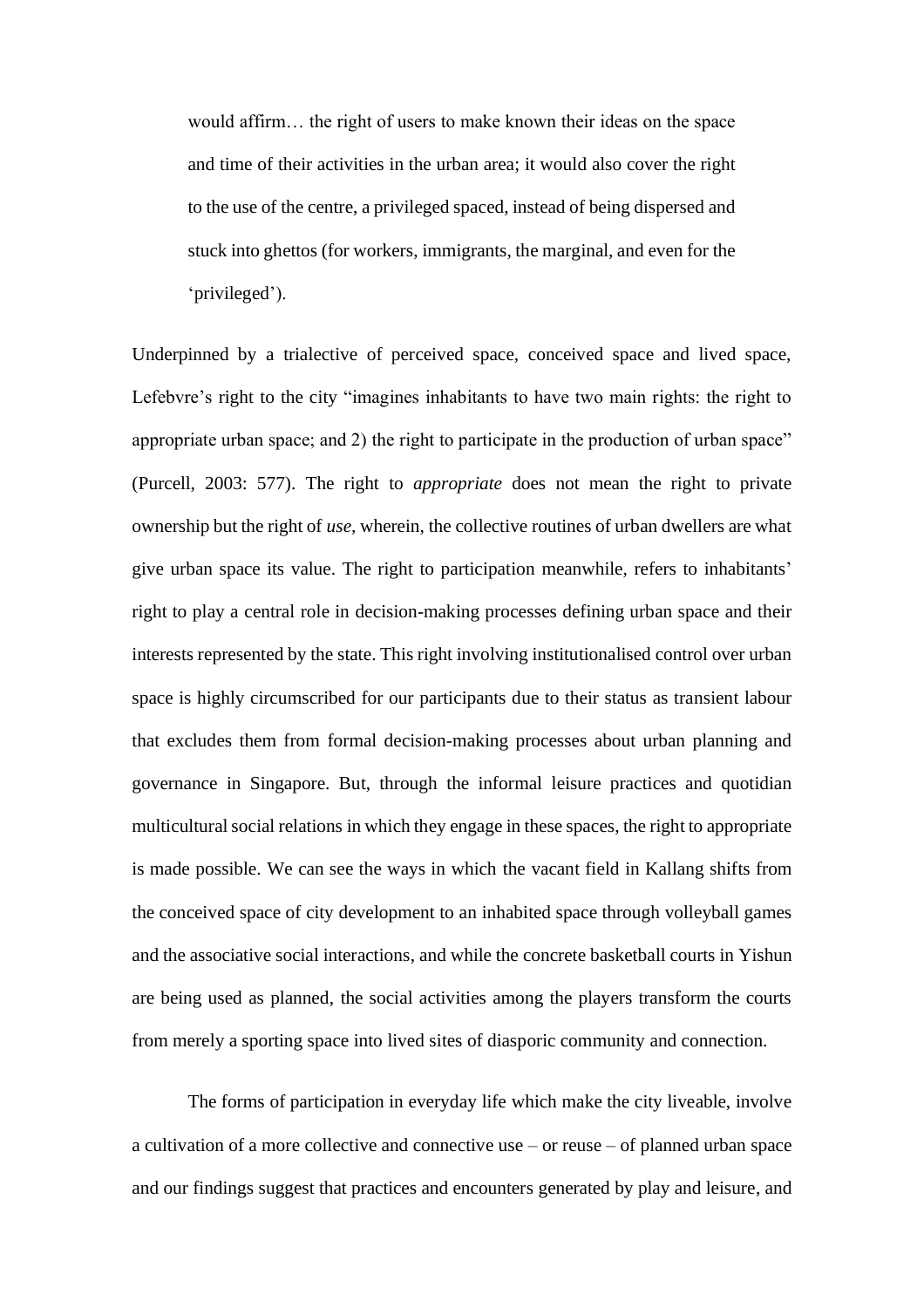> would affirm… the right of users to make known their ideas on the space and time of their activities in the urban area; it would also cover the right to the use of the centre, a privileged spaced, instead of being dispersed and stuck into ghettos (for workers, immigrants, the marginal, and even for the 'privileged').

Underpinned by a trialective of perceived space, conceived space and lived space, Lefebvre's right to the city "imagines inhabitants to have two main rights: the right to appropriate urban space; and 2) the right to participate in the production of urban space" (Purcell, 2003: 577). The right to *appropriate* does not mean the right to private ownership but the right of *use*, wherein, the collective routines of urban dwellers are what give urban space its value. The right to participation meanwhile, refers to inhabitants' right to play a central role in decision-making processes defining urban space and their interests represented by the state. This right involving institutionalised control over urban space is highly circumscribed for our participants due to their status as transient labour that excludes them from formal decision-making processes about urban planning and governance in Singapore. But, through the informal leisure practices and quotidian multicultural social relations in which they engage in these spaces, the right to appropriate is made possible. We can see the ways in which the vacant field in Kallang shifts from the conceived space of city development to an inhabited space through volleyball games and the associative social interactions, and while the concrete basketball courts in Yishun are being used as planned, the social activities among the players transform the courts from merely a sporting space into lived sites of diasporic community and connection.

The forms of participation in everyday life which make the city liveable, involve a cultivation of a more collective and connective use – or reuse – of planned urban space and our findings suggest that practices and encounters generated by play and leisure, and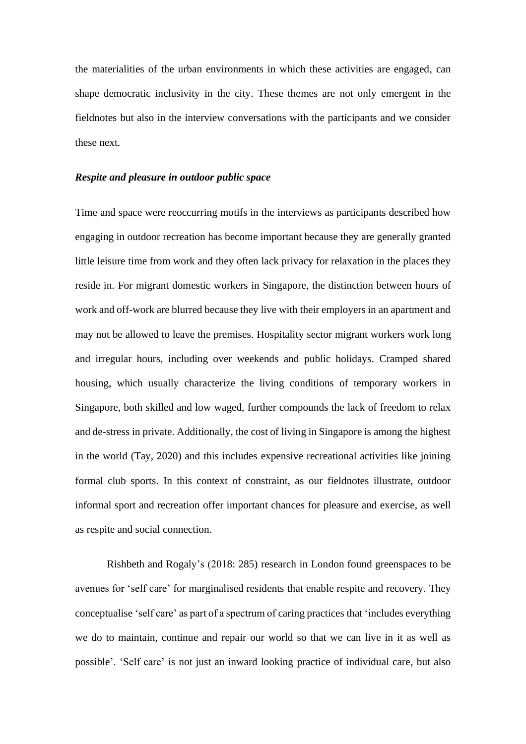the materialities of the urban environments in which these activities are engaged, can shape democratic inclusivity in the city. These themes are not only emergent in the fieldnotes but also in the interview conversations with the participants and we consider these next.

### *Respite and pleasure in outdoor public space*

Time and space were reoccurring motifs in the interviews as participants described how engaging in outdoor recreation has become important because they are generally granted little leisure time from work and they often lack privacy for relaxation in the places they reside in. For migrant domestic workers in Singapore, the distinction between hours of work and off-work are blurred because they live with their employers in an apartment and may not be allowed to leave the premises. Hospitality sector migrant workers work long and irregular hours, including over weekends and public holidays. Cramped shared housing, which usually characterize the living conditions of temporary workers in Singapore, both skilled and low waged, further compounds the lack of freedom to relax and de-stress in private. Additionally, the cost of living in Singapore is among the highest in the world (Tay, 2020) and this includes expensive recreational activities like joining formal club sports. In this context of constraint, as our fieldnotes illustrate, outdoor informal sport and recreation offer important chances for pleasure and exercise, as well as respite and social connection.

Rishbeth and Rogaly's (2018: 285) research in London found greenspaces to be avenues for 'self care' for marginalised residents that enable respite and recovery. They conceptualise 'self care' as part of a spectrum of caring practices that 'includes everything we do to maintain, continue and repair our world so that we can live in it as well as possible'. 'Self care' is not just an inward looking practice of individual care, but also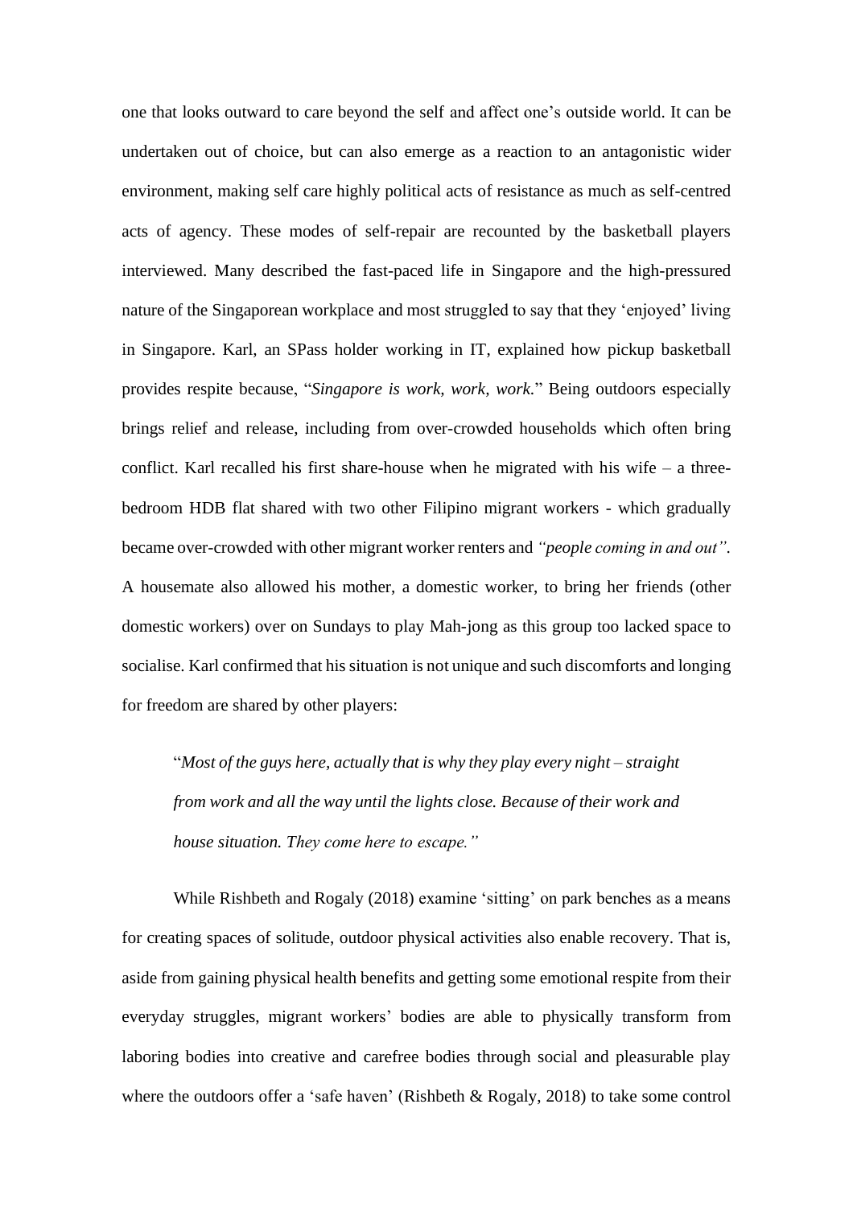one that looks outward to care beyond the self and affect one's outside world. It can be undertaken out of choice, but can also emerge as a reaction to an antagonistic wider environment, making self care highly political acts of resistance as much as self-centred acts of agency. These modes of self-repair are recounted by the basketball players interviewed. Many described the fast-paced life in Singapore and the high-pressured nature of the Singaporean workplace and most struggled to say that they 'enjoyed' living in Singapore. Karl, an SPass holder working in IT, explained how pickup basketball provides respite because, "*Singapore is work, work, work.*" Being outdoors especially brings relief and release, including from over-crowded households which often bring conflict. Karl recalled his first share-house when he migrated with his wife – a three-bedroom HDB flat shared with two other Filipino migrant workers - which gradually became over-crowded with other migrant worker renters and *"people coming in and out"*. A housemate also allowed his mother, a domestic worker, to bring her friends (other domestic workers) over on Sundays to play Mah-jong as this group too lacked space to socialise. Karl confirmed that his situation is not unique and such discomforts and longing for freedom are shared by other players:

> "*Most of the guys here, actually that is why they play every night – straight from work and all the way until the lights close. Because of their work and house situation. They come here to escape."*

While Rishbeth and Rogaly (2018) examine 'sitting' on park benches as a means for creating spaces of solitude, outdoor physical activities also enable recovery. That is, aside from gaining physical health benefits and getting some emotional respite from their everyday struggles, migrant workers' bodies are able to physically transform from laboring bodies into creative and carefree bodies through social and pleasurable play where the outdoors offer a 'safe haven' (Rishbeth & Rogaly, 2018) to take some control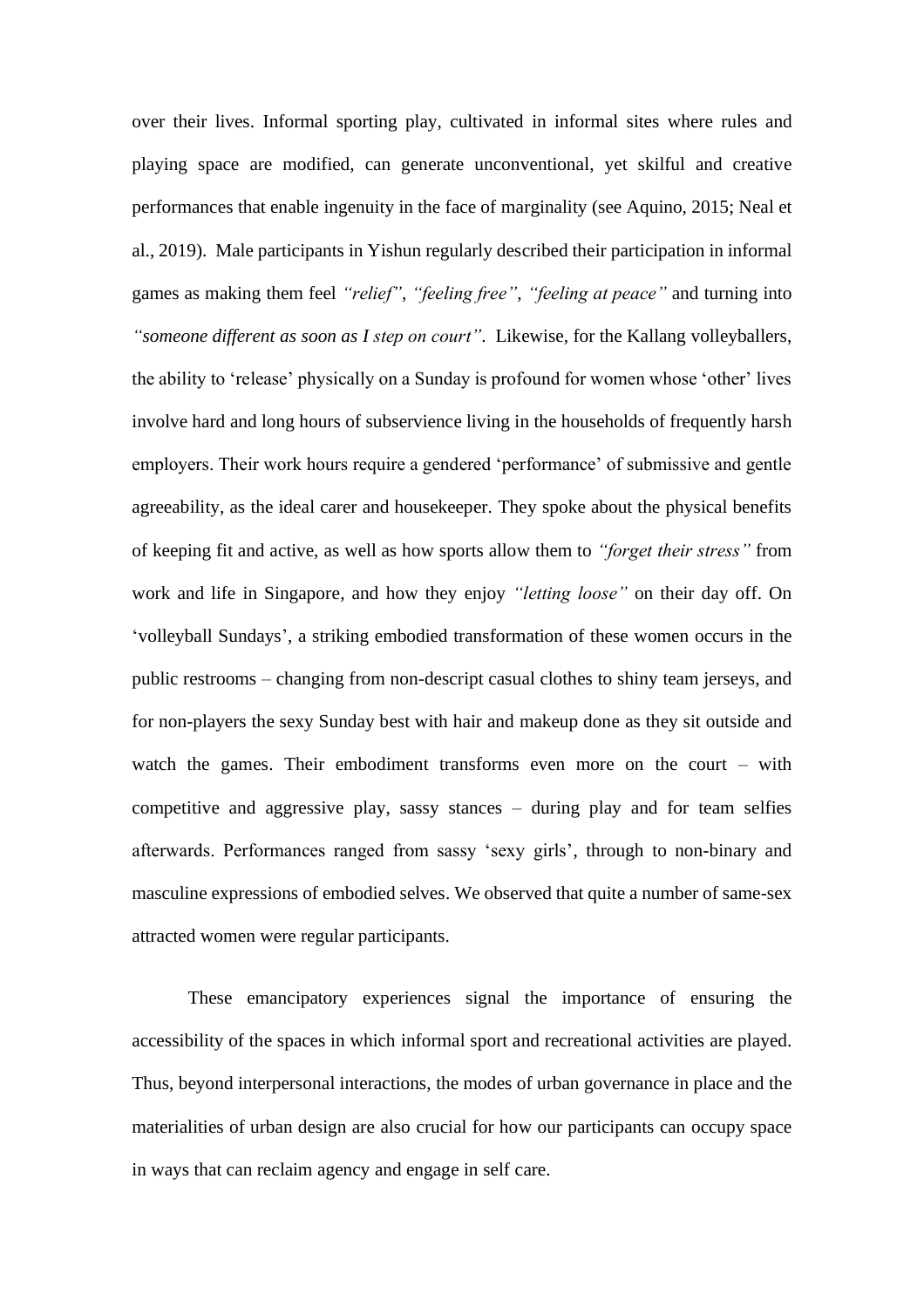over their lives. Informal sporting play, cultivated in informal sites where rules and playing space are modified, can generate unconventional, yet skilful and creative performances that enable ingenuity in the face of marginality (see Aquino, 2015; Neal et al., 2019). Male participants in Yishun regularly described their participation in informal games as making them feel *"relief"*, *"feeling free"*, *"feeling at peace"* and turning into *"someone different as soon as I step on court"*. Likewise, for the Kallang volleyballers, the ability to 'release' physically on a Sunday is profound for women whose 'other' lives involve hard and long hours of subservience living in the households of frequently harsh employers. Their work hours require a gendered 'performance' of submissive and gentle agreeability, as the ideal carer and housekeeper. They spoke about the physical benefits of keeping fit and active, as well as how sports allow them to *"forget their stress"* from work and life in Singapore, and how they enjoy *"letting loose"* on their day off. On 'volleyball Sundays', a striking embodied transformation of these women occurs in the public restrooms – changing from non-descript casual clothes to shiny team jerseys, and for non-players the sexy Sunday best with hair and makeup done as they sit outside and watch the games. Their embodiment transforms even more on the court – with competitive and aggressive play, sassy stances – during play and for team selfies afterwards. Performances ranged from sassy 'sexy girls', through to non-binary and masculine expressions of embodied selves. We observed that quite a number of same-sex attracted women were regular participants.

These emancipatory experiences signal the importance of ensuring the accessibility of the spaces in which informal sport and recreational activities are played. Thus, beyond interpersonal interactions, the modes of urban governance in place and the materialities of urban design are also crucial for how our participants can occupy space in ways that can reclaim agency and engage in self care.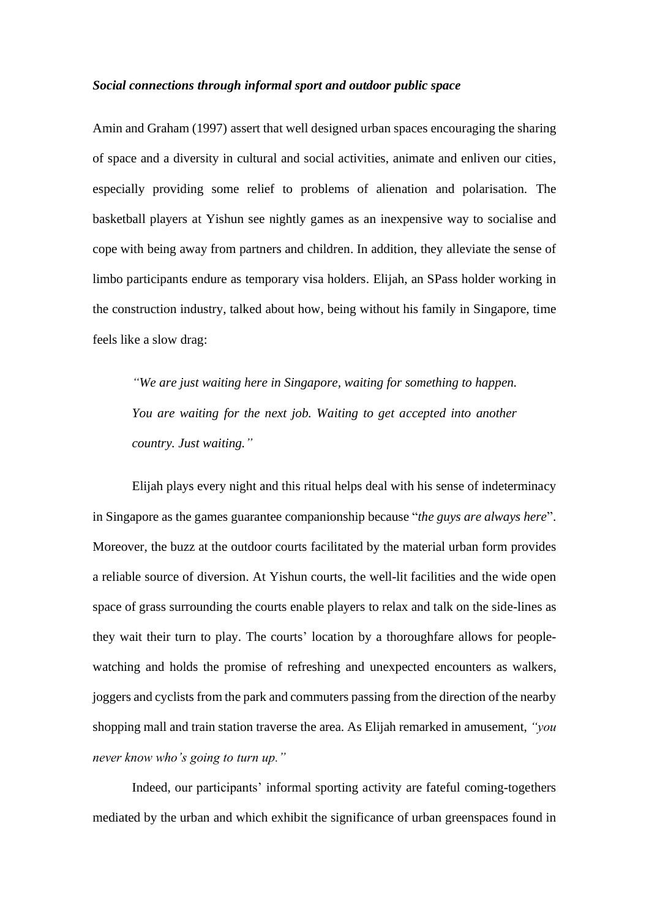***Social connections through informal sport and outdoor public space***

Amin and Graham (1997) assert that well designed urban spaces encouraging the sharing of space and a diversity in cultural and social activities, animate and enliven our cities, especially providing some relief to problems of alienation and polarisation. The basketball players at Yishun see nightly games as an inexpensive way to socialise and cope with being away from partners and children. In addition, they alleviate the sense of limbo participants endure as temporary visa holders. Elijah, an SPass holder working in the construction industry, talked about how, being without his family in Singapore, time feels like a slow drag:

> *"We are just waiting here in Singapore, waiting for something to happen. You are waiting for the next job. Waiting to get accepted into another country. Just waiting."*

Elijah plays every night and this ritual helps deal with his sense of indeterminacy in Singapore as the games guarantee companionship because "*the guys are always here*". Moreover, the buzz at the outdoor courts facilitated by the material urban form provides a reliable source of diversion. At Yishun courts, the well-lit facilities and the wide open space of grass surrounding the courts enable players to relax and talk on the side-lines as they wait their turn to play. The courts' location by a thoroughfare allows for people-watching and holds the promise of refreshing and unexpected encounters as walkers, joggers and cyclists from the park and commuters passing from the direction of the nearby shopping mall and train station traverse the area. As Elijah remarked in amusement, *"you never know who's going to turn up."*

Indeed, our participants' informal sporting activity are fateful coming-togethers mediated by the urban and which exhibit the significance of urban greenspaces found in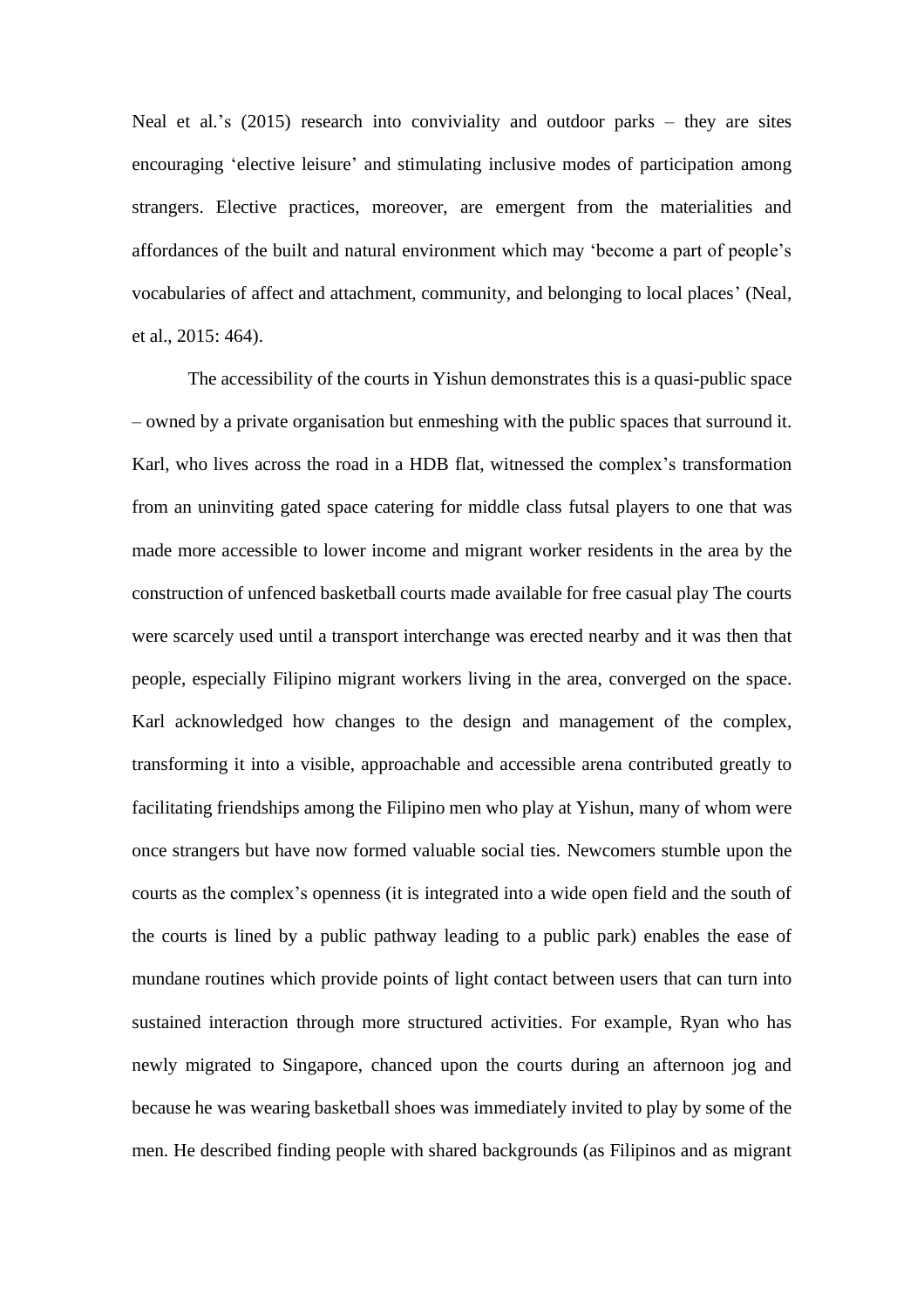Neal et al.'s (2015) research into conviviality and outdoor parks – they are sites encouraging 'elective leisure' and stimulating inclusive modes of participation among strangers. Elective practices, moreover, are emergent from the materialities and affordances of the built and natural environment which may 'become a part of people's vocabularies of affect and attachment, community, and belonging to local places' (Neal, et al., 2015: 464).

The accessibility of the courts in Yishun demonstrates this is a quasi-public space – owned by a private organisation but enmeshing with the public spaces that surround it. Karl, who lives across the road in a HDB flat, witnessed the complex's transformation from an uninviting gated space catering for middle class futsal players to one that was made more accessible to lower income and migrant worker residents in the area by the construction of unfenced basketball courts made available for free casual play The courts were scarcely used until a transport interchange was erected nearby and it was then that people, especially Filipino migrant workers living in the area, converged on the space. Karl acknowledged how changes to the design and management of the complex, transforming it into a visible, approachable and accessible arena contributed greatly to facilitating friendships among the Filipino men who play at Yishun, many of whom were once strangers but have now formed valuable social ties. Newcomers stumble upon the courts as the complex's openness (it is integrated into a wide open field and the south of the courts is lined by a public pathway leading to a public park) enables the ease of mundane routines which provide points of light contact between users that can turn into sustained interaction through more structured activities. For example, Ryan who has newly migrated to Singapore, chanced upon the courts during an afternoon jog and because he was wearing basketball shoes was immediately invited to play by some of the men. He described finding people with shared backgrounds (as Filipinos and as migrant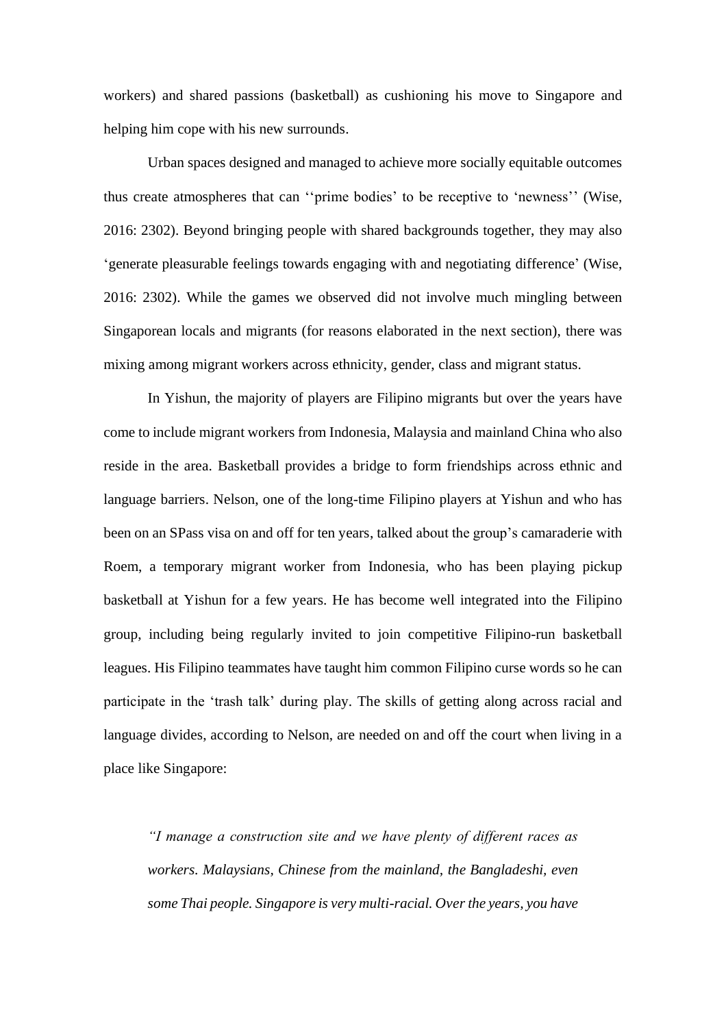workers) and shared passions (basketball) as cushioning his move to Singapore and helping him cope with his new surrounds.

Urban spaces designed and managed to achieve more socially equitable outcomes thus create atmospheres that can ''prime bodies' to be receptive to 'newness'' (Wise, 2016: 2302). Beyond bringing people with shared backgrounds together, they may also 'generate pleasurable feelings towards engaging with and negotiating difference' (Wise, 2016: 2302). While the games we observed did not involve much mingling between Singaporean locals and migrants (for reasons elaborated in the next section), there was mixing among migrant workers across ethnicity, gender, class and migrant status.

In Yishun, the majority of players are Filipino migrants but over the years have come to include migrant workers from Indonesia, Malaysia and mainland China who also reside in the area. Basketball provides a bridge to form friendships across ethnic and language barriers. Nelson, one of the long-time Filipino players at Yishun and who has been on an SPass visa on and off for ten years, talked about the group's camaraderie with Roem, a temporary migrant worker from Indonesia, who has been playing pickup basketball at Yishun for a few years. He has become well integrated into the Filipino group, including being regularly invited to join competitive Filipino-run basketball leagues. His Filipino teammates have taught him common Filipino curse words so he can participate in the 'trash talk' during play. The skills of getting along across racial and language divides, according to Nelson, are needed on and off the court when living in a place like Singapore:

> *"I manage a construction site and we have plenty of different races as workers. Malaysians, Chinese from the mainland, the Bangladeshi, even some Thai people. Singapore is very multi-racial. Over the years, you have*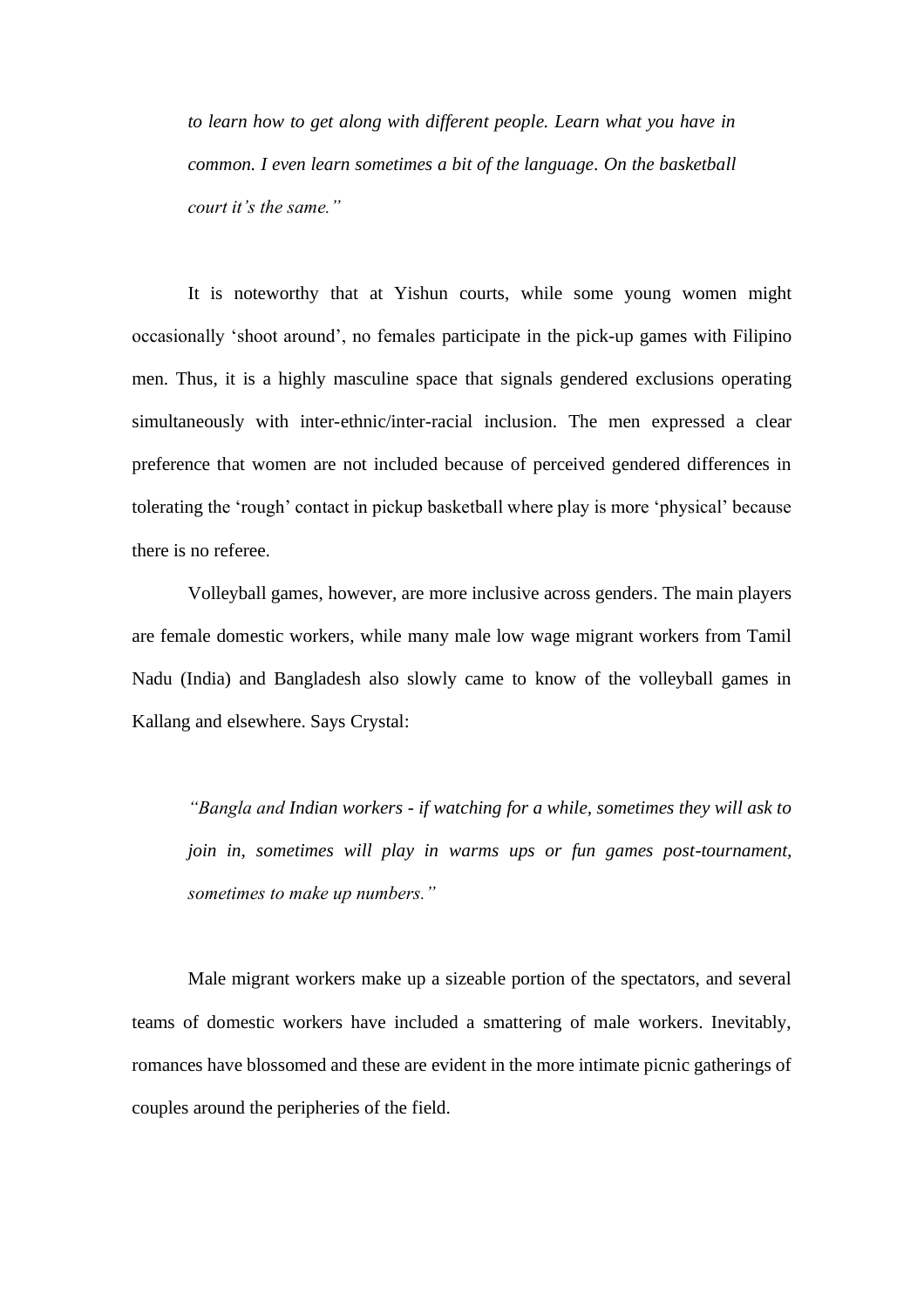*to learn how to get along with different people. Learn what you have in common. I even learn sometimes a bit of the language. On the basketball court it's the same."*

It is noteworthy that at Yishun courts, while some young women might occasionally 'shoot around', no females participate in the pick-up games with Filipino men. Thus, it is a highly masculine space that signals gendered exclusions operating simultaneously with inter-ethnic/inter-racial inclusion. The men expressed a clear preference that women are not included because of perceived gendered differences in tolerating the 'rough' contact in pickup basketball where play is more 'physical' because there is no referee.

Volleyball games, however, are more inclusive across genders. The main players are female domestic workers, while many male low wage migrant workers from Tamil Nadu (India) and Bangladesh also slowly came to know of the volleyball games in Kallang and elsewhere. Says Crystal:

> *"Bangla and Indian workers - if watching for a while, sometimes they will ask to join in, sometimes will play in warms ups or fun games post-tournament, sometimes to make up numbers."*

Male migrant workers make up a sizeable portion of the spectators, and several teams of domestic workers have included a smattering of male workers. Inevitably, romances have blossomed and these are evident in the more intimate picnic gatherings of couples around the peripheries of the field.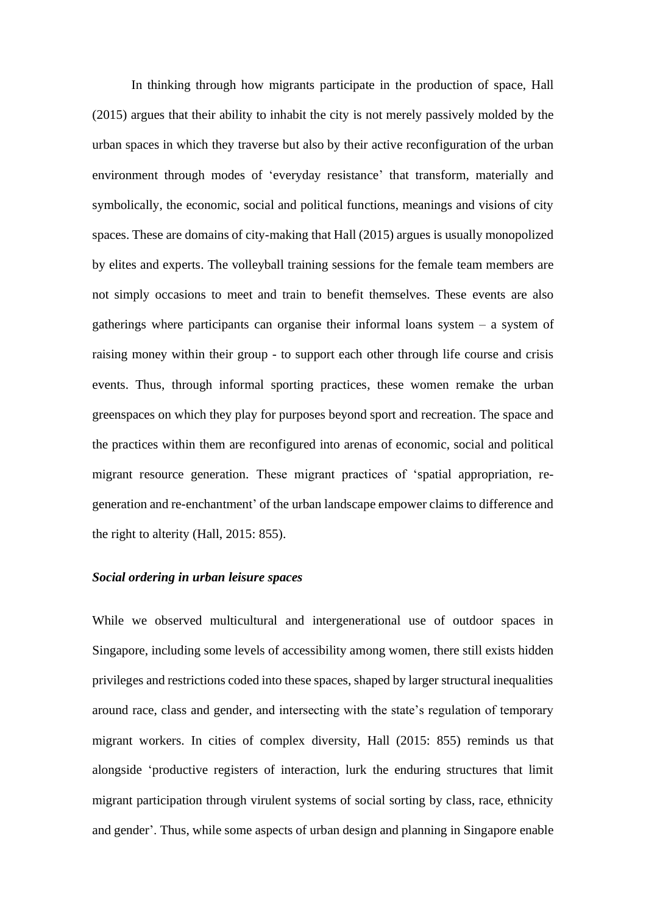In thinking through how migrants participate in the production of space, Hall (2015) argues that their ability to inhabit the city is not merely passively molded by the urban spaces in which they traverse but also by their active reconfiguration of the urban environment through modes of 'everyday resistance' that transform, materially and symbolically, the economic, social and political functions, meanings and visions of city spaces. These are domains of city-making that Hall (2015) argues is usually monopolized by elites and experts. The volleyball training sessions for the female team members are not simply occasions to meet and train to benefit themselves. These events are also gatherings where participants can organise their informal loans system – a system of raising money within their group - to support each other through life course and crisis events. Thus, through informal sporting practices, these women remake the urban greenspaces on which they play for purposes beyond sport and recreation. The space and the practices within them are reconfigured into arenas of economic, social and political migrant resource generation. These migrant practices of 'spatial appropriation, re-generation and re-enchantment' of the urban landscape empower claims to difference and the right to alterity (Hall, 2015: 855).

***Social ordering in urban leisure spaces***

While we observed multicultural and intergenerational use of outdoor spaces in Singapore, including some levels of accessibility among women, there still exists hidden privileges and restrictions coded into these spaces, shaped by larger structural inequalities around race, class and gender, and intersecting with the state's regulation of temporary migrant workers. In cities of complex diversity, Hall (2015: 855) reminds us that alongside 'productive registers of interaction, lurk the enduring structures that limit migrant participation through virulent systems of social sorting by class, race, ethnicity and gender'. Thus, while some aspects of urban design and planning in Singapore enable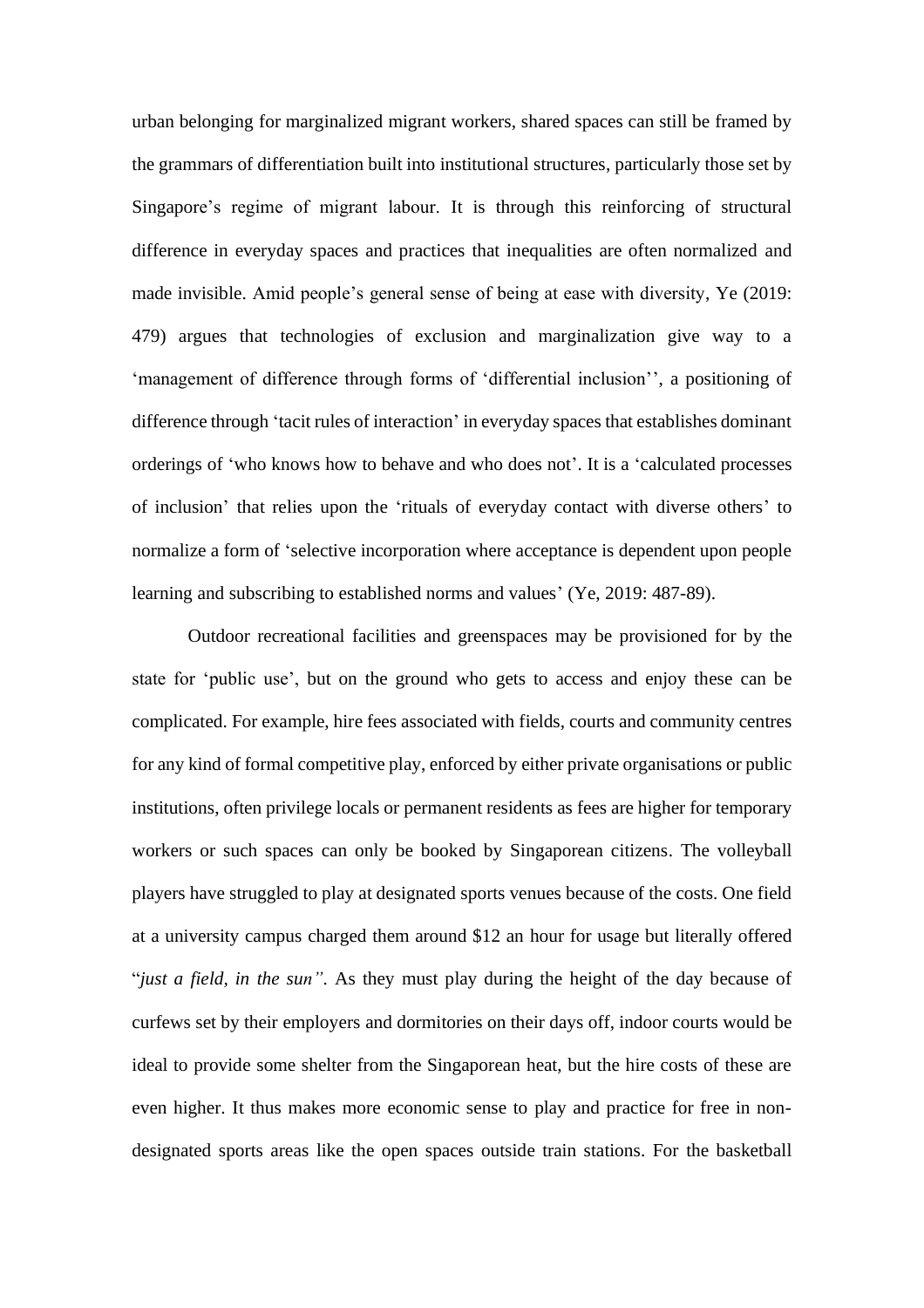urban belonging for marginalized migrant workers, shared spaces can still be framed by the grammars of differentiation built into institutional structures, particularly those set by Singapore's regime of migrant labour. It is through this reinforcing of structural difference in everyday spaces and practices that inequalities are often normalized and made invisible. Amid people's general sense of being at ease with diversity, Ye (2019: 479) argues that technologies of exclusion and marginalization give way to a 'management of difference through forms of 'differential inclusion'', a positioning of difference through 'tacit rules of interaction' in everyday spaces that establishes dominant orderings of 'who knows how to behave and who does not'. It is a 'calculated processes of inclusion' that relies upon the 'rituals of everyday contact with diverse others' to normalize a form of 'selective incorporation where acceptance is dependent upon people learning and subscribing to established norms and values' (Ye, 2019: 487-89).

Outdoor recreational facilities and greenspaces may be provisioned for by the state for 'public use', but on the ground who gets to access and enjoy these can be complicated. For example, hire fees associated with fields, courts and community centres for any kind of formal competitive play, enforced by either private organisations or public institutions, often privilege locals or permanent residents as fees are higher for temporary workers or such spaces can only be booked by Singaporean citizens. The volleyball players have struggled to play at designated sports venues because of the costs. One field at a university campus charged them around $12 an hour for usage but literally offered "*just a field, in the sun"*. As they must play during the height of the day because of curfews set by their employers and dormitories on their days off, indoor courts would be ideal to provide some shelter from the Singaporean heat, but the hire costs of these are even higher. It thus makes more economic sense to play and practice for free in non-designated sports areas like the open spaces outside train stations. For the basketball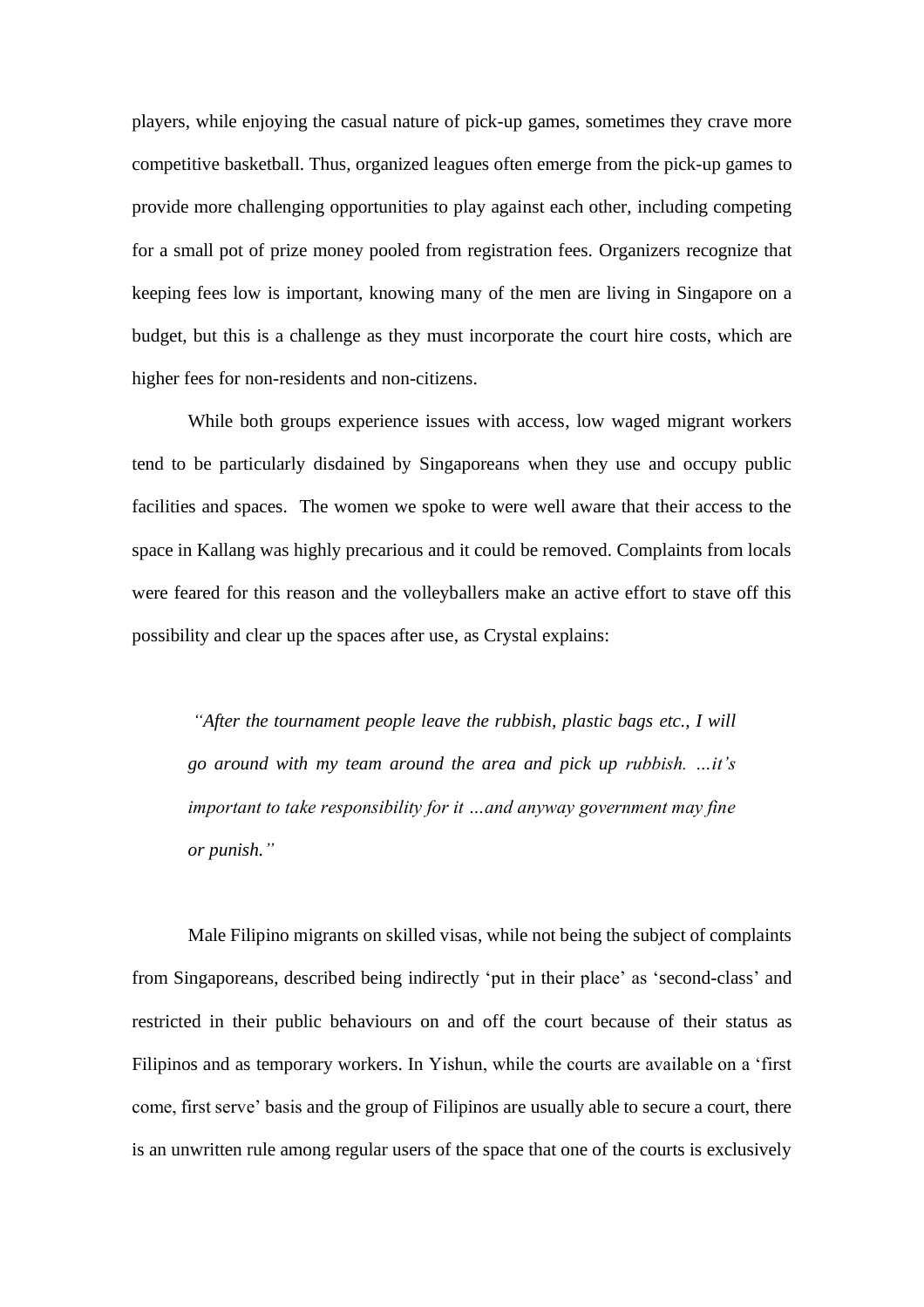players, while enjoying the casual nature of pick-up games, sometimes they crave more competitive basketball. Thus, organized leagues often emerge from the pick-up games to provide more challenging opportunities to play against each other, including competing for a small pot of prize money pooled from registration fees. Organizers recognize that keeping fees low is important, knowing many of the men are living in Singapore on a budget, but this is a challenge as they must incorporate the court hire costs, which are higher fees for non-residents and non-citizens.

While both groups experience issues with access, low waged migrant workers tend to be particularly disdained by Singaporeans when they use and occupy public facilities and spaces. The women we spoke to were well aware that their access to the space in Kallang was highly precarious and it could be removed. Complaints from locals were feared for this reason and the volleyballers make an active effort to stave off this possibility and clear up the spaces after use, as Crystal explains:

> *"After the tournament people leave the rubbish, plastic bags etc., I will go around with my team around the area and pick up rubbish. …it's important to take responsibility for it …and anyway government may fine or punish."*

Male Filipino migrants on skilled visas, while not being the subject of complaints from Singaporeans, described being indirectly 'put in their place' as 'second-class' and restricted in their public behaviours on and off the court because of their status as Filipinos and as temporary workers. In Yishun, while the courts are available on a 'first come, first serve' basis and the group of Filipinos are usually able to secure a court, there is an unwritten rule among regular users of the space that one of the courts is exclusively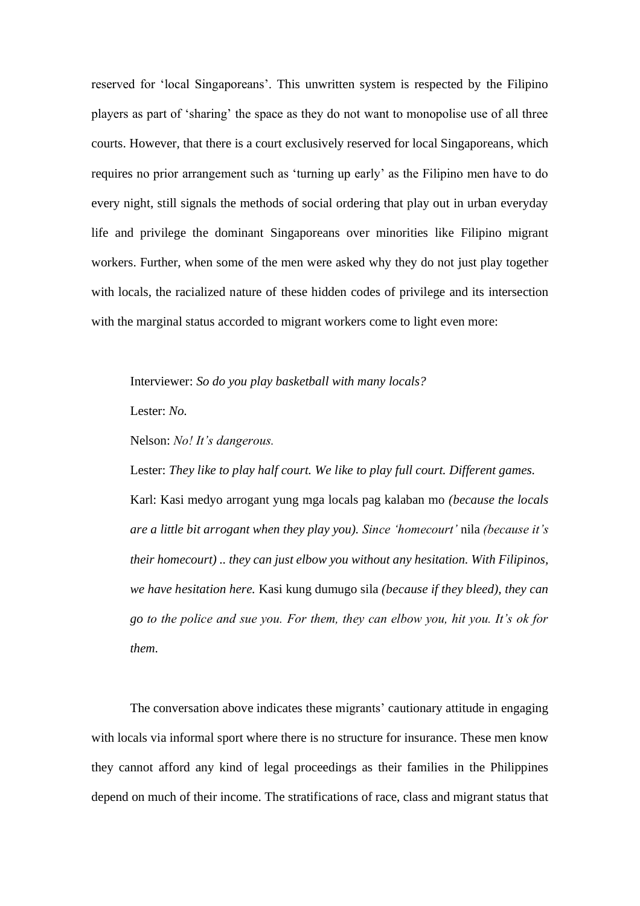reserved for 'local Singaporeans'. This unwritten system is respected by the Filipino players as part of 'sharing' the space as they do not want to monopolise use of all three courts. However, that there is a court exclusively reserved for local Singaporeans, which requires no prior arrangement such as 'turning up early' as the Filipino men have to do every night, still signals the methods of social ordering that play out in urban everyday life and privilege the dominant Singaporeans over minorities like Filipino migrant workers. Further, when some of the men were asked why they do not just play together with locals, the racialized nature of these hidden codes of privilege and its intersection with the marginal status accorded to migrant workers come to light even more:

> Interviewer: *So do you play basketball with many locals?*
>
> Lester: *No.*
>
> Nelson: *No! It's dangerous.*
>
> Lester: *They like to play half court. We like to play full court. Different games.*
>
> Karl: Kasi medyo arrogant yung mga locals pag kalaban mo *(because the locals are a little bit arrogant when they play you). Since 'homecourt'* nila *(because it's their homecourt) .. they can just elbow you without any hesitation. With Filipinos, we have hesitation here.* Kasi kung dumugo sila *(because if they bleed), they can go to the police and sue you. For them, they can elbow you, hit you. It's ok for them.*

The conversation above indicates these migrants' cautionary attitude in engaging with locals via informal sport where there is no structure for insurance. These men know they cannot afford any kind of legal proceedings as their families in the Philippines depend on much of their income. The stratifications of race, class and migrant status that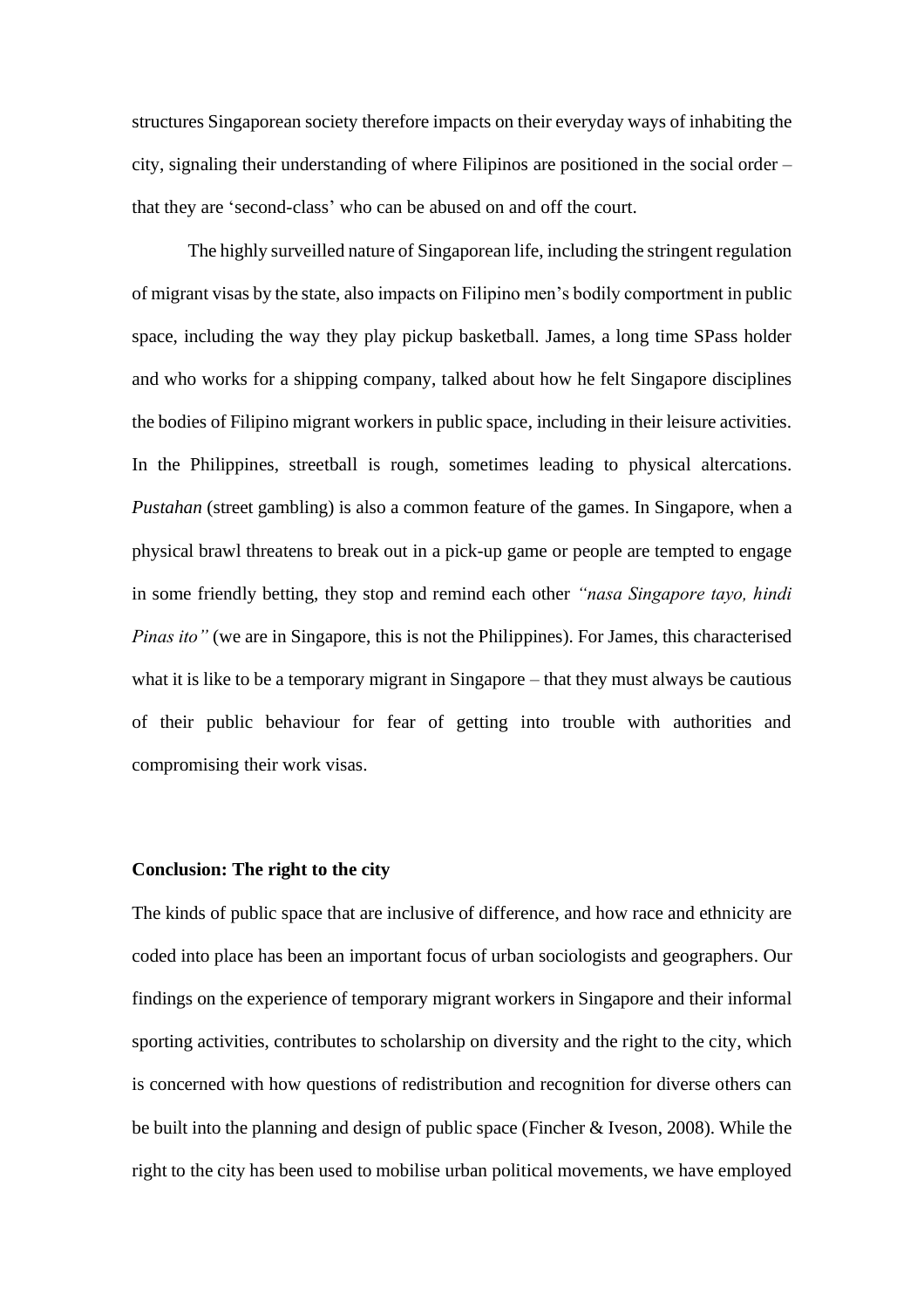structures Singaporean society therefore impacts on their everyday ways of inhabiting the city, signaling their understanding of where Filipinos are positioned in the social order – that they are 'second-class' who can be abused on and off the court.

The highly surveilled nature of Singaporean life, including the stringent regulation of migrant visas by the state, also impacts on Filipino men's bodily comportment in public space, including the way they play pickup basketball. James, a long time SPass holder and who works for a shipping company, talked about how he felt Singapore disciplines the bodies of Filipino migrant workers in public space, including in their leisure activities. In the Philippines, streetball is rough, sometimes leading to physical altercations. *Pustahan* (street gambling) is also a common feature of the games. In Singapore, when a physical brawl threatens to break out in a pick-up game or people are tempted to engage in some friendly betting, they stop and remind each other *"nasa Singapore tayo, hindi Pinas ito"* (we are in Singapore, this is not the Philippines). For James, this characterised what it is like to be a temporary migrant in Singapore – that they must always be cautious of their public behaviour for fear of getting into trouble with authorities and compromising their work visas.

**Conclusion: The right to the city**

The kinds of public space that are inclusive of difference, and how race and ethnicity are coded into place has been an important focus of urban sociologists and geographers. Our findings on the experience of temporary migrant workers in Singapore and their informal sporting activities, contributes to scholarship on diversity and the right to the city, which is concerned with how questions of redistribution and recognition for diverse others can be built into the planning and design of public space (Fincher & Iveson, 2008). While the right to the city has been used to mobilise urban political movements, we have employed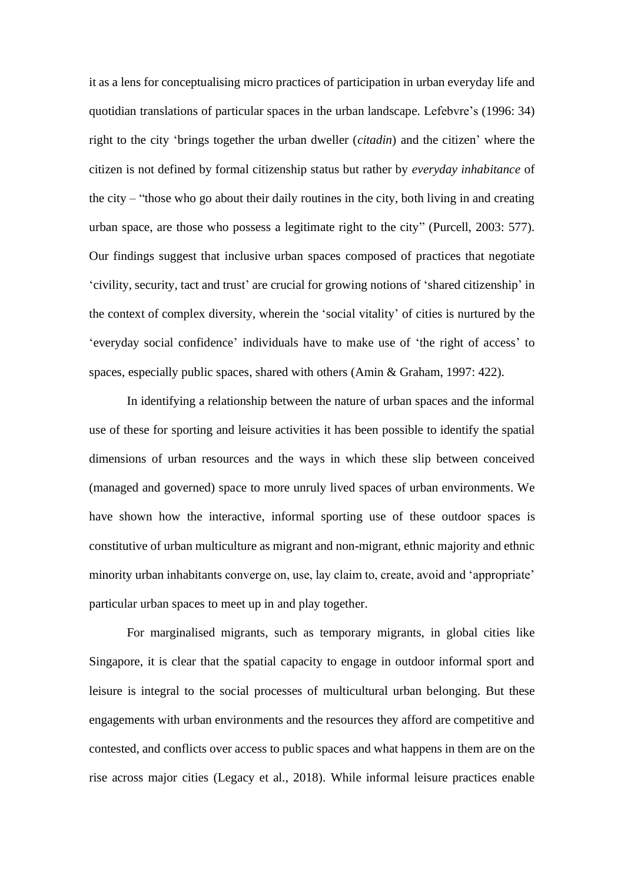it as a lens for conceptualising micro practices of participation in urban everyday life and quotidian translations of particular spaces in the urban landscape. Lefebvre's (1996: 34) right to the city 'brings together the urban dweller (*citadin*) and the citizen' where the citizen is not defined by formal citizenship status but rather by *everyday inhabitance* of the city – "those who go about their daily routines in the city, both living in and creating urban space, are those who possess a legitimate right to the city" (Purcell, 2003: 577). Our findings suggest that inclusive urban spaces composed of practices that negotiate 'civility, security, tact and trust' are crucial for growing notions of 'shared citizenship' in the context of complex diversity, wherein the 'social vitality' of cities is nurtured by the 'everyday social confidence' individuals have to make use of 'the right of access' to spaces, especially public spaces, shared with others (Amin & Graham, 1997: 422).

In identifying a relationship between the nature of urban spaces and the informal use of these for sporting and leisure activities it has been possible to identify the spatial dimensions of urban resources and the ways in which these slip between conceived (managed and governed) space to more unruly lived spaces of urban environments. We have shown how the interactive, informal sporting use of these outdoor spaces is constitutive of urban multiculture as migrant and non-migrant, ethnic majority and ethnic minority urban inhabitants converge on, use, lay claim to, create, avoid and 'appropriate' particular urban spaces to meet up in and play together.

For marginalised migrants, such as temporary migrants, in global cities like Singapore, it is clear that the spatial capacity to engage in outdoor informal sport and leisure is integral to the social processes of multicultural urban belonging. But these engagements with urban environments and the resources they afford are competitive and contested, and conflicts over access to public spaces and what happens in them are on the rise across major cities (Legacy et al., 2018). While informal leisure practices enable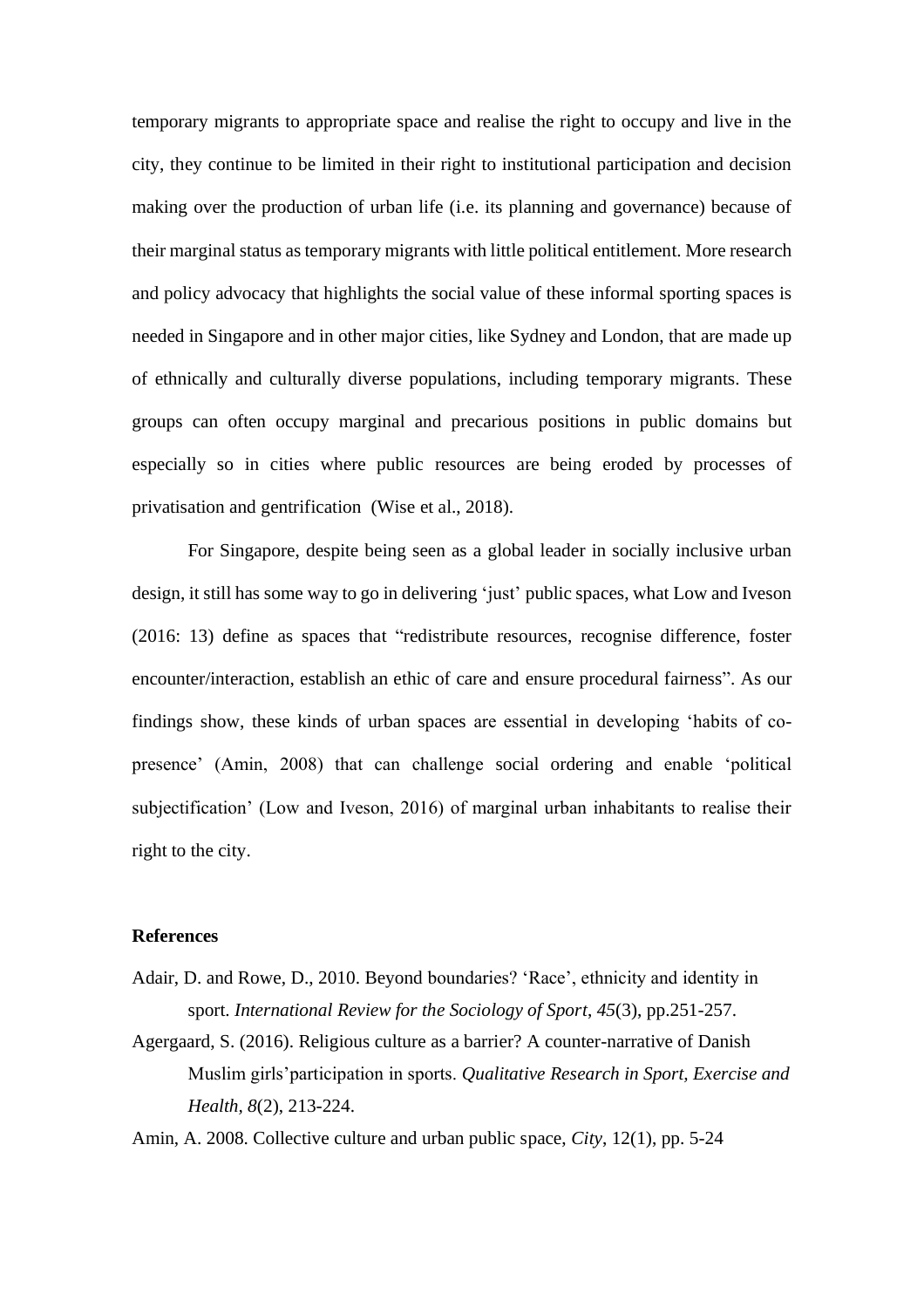temporary migrants to appropriate space and realise the right to occupy and live in the city, they continue to be limited in their right to institutional participation and decision making over the production of urban life (i.e. its planning and governance) because of their marginal status as temporary migrants with little political entitlement. More research and policy advocacy that highlights the social value of these informal sporting spaces is needed in Singapore and in other major cities, like Sydney and London, that are made up of ethnically and culturally diverse populations, including temporary migrants. These groups can often occupy marginal and precarious positions in public domains but especially so in cities where public resources are being eroded by processes of privatisation and gentrification (Wise et al., 2018).

For Singapore, despite being seen as a global leader in socially inclusive urban design, it still has some way to go in delivering 'just' public spaces, what Low and Iveson (2016: 13) define as spaces that "redistribute resources, recognise difference, foster encounter/interaction, establish an ethic of care and ensure procedural fairness". As our findings show, these kinds of urban spaces are essential in developing 'habits of co-presence' (Amin, 2008) that can challenge social ordering and enable 'political subjectification' (Low and Iveson, 2016) of marginal urban inhabitants to realise their right to the city.

**References**

Adair, D. and Rowe, D., 2010. Beyond boundaries? 'Race', ethnicity and identity in sport. *International Review for the Sociology of Sport*, *45*(3), pp.251-257.

Agergaard, S. (2016). Religious culture as a barrier? A counter-narrative of Danish Muslim girls'participation in sports. *Qualitative Research in Sport, Exercise and Health*, *8*(2), 213-224.

Amin, A. 2008. Collective culture and urban public space, *City*, 12(1), pp. 5-24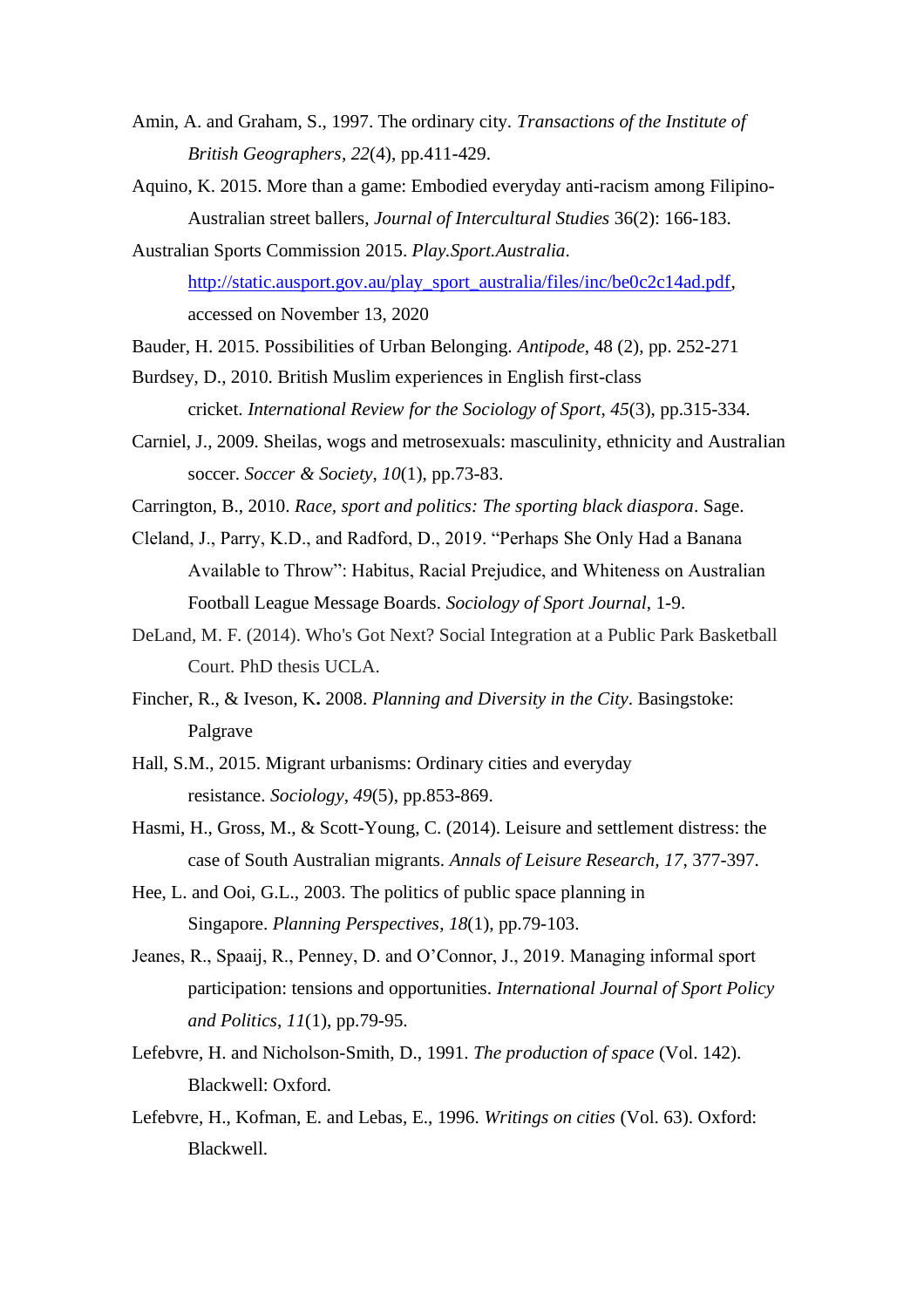Amin, A. and Graham, S., 1997. The ordinary city. *Transactions of the Institute of British Geographers*, *22*(4), pp.411-429.

Aquino, K. 2015. More than a game: Embodied everyday anti-racism among Filipino-Australian street ballers, *Journal of Intercultural Studies* 36(2): 166-183.

Australian Sports Commission 2015. *Play.Sport.Australia*. http://static.ausport.gov.au/play_sport_australia/files/inc/be0c2c14ad.pdf, accessed on November 13, 2020

Bauder, H. 2015. Possibilities of Urban Belonging. *Antipode*, 48 (2), pp. 252-271

Burdsey, D., 2010. British Muslim experiences in English first-class cricket. *International Review for the Sociology of Sport*, *45*(3), pp.315-334.

Carniel, J., 2009. Sheilas, wogs and metrosexuals: masculinity, ethnicity and Australian soccer. *Soccer & Society*, *10*(1), pp.73-83.

Carrington, B., 2010. *Race, sport and politics: The sporting black diaspora*. Sage.

Cleland, J., Parry, K.D., and Radford, D., 2019. "Perhaps She Only Had a Banana Available to Throw": Habitus, Racial Prejudice, and Whiteness on Australian Football League Message Boards. *Sociology of Sport Journal*, 1-9.

DeLand, M. F. (2014). Who's Got Next? Social Integration at a Public Park Basketball Court. PhD thesis UCLA.

Fincher, R., & Iveson, K**.** 2008. *Planning and Diversity in the City*. Basingstoke: Palgrave

Hall, S.M., 2015. Migrant urbanisms: Ordinary cities and everyday resistance. *Sociology*, *49*(5), pp.853-869.

Hasmi, H., Gross, M., & Scott-Young, C. (2014). Leisure and settlement distress: the case of South Australian migrants. *Annals of Leisure Research*, *17*, 377-397.

Hee, L. and Ooi, G.L., 2003. The politics of public space planning in Singapore. *Planning Perspectives*, *18*(1), pp.79-103.

Jeanes, R., Spaaij, R., Penney, D. and O'Connor, J., 2019. Managing informal sport participation: tensions and opportunities. *International Journal of Sport Policy and Politics*, *11*(1), pp.79-95.

Lefebvre, H. and Nicholson-Smith, D., 1991. *The production of space* (Vol. 142). Blackwell: Oxford.

Lefebvre, H., Kofman, E. and Lebas, E., 1996. *Writings on cities* (Vol. 63). Oxford: Blackwell.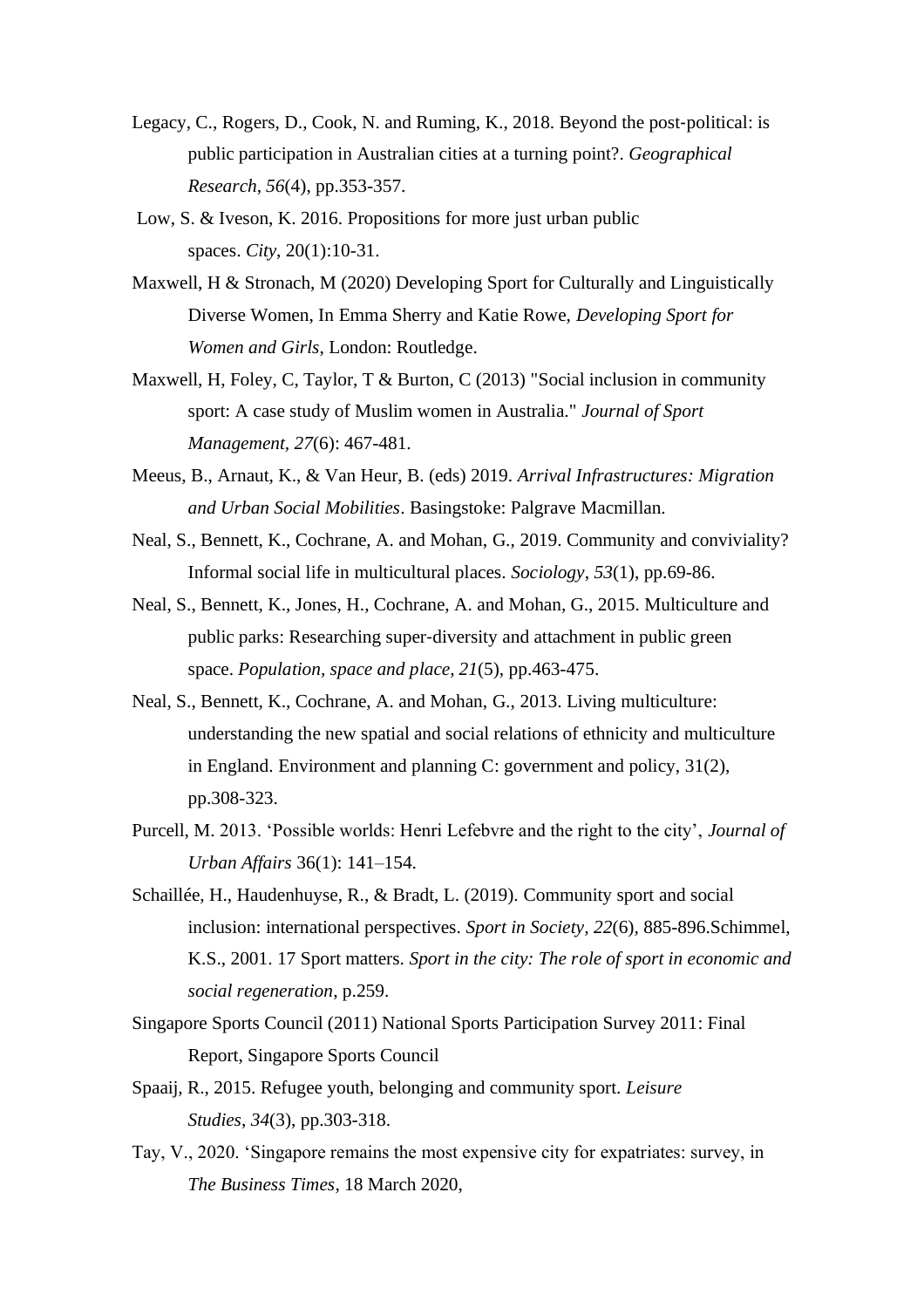Legacy, C., Rogers, D., Cook, N. and Ruming, K., 2018. Beyond the post‐political: is public participation in Australian cities at a turning point?. *Geographical Research*, *56*(4), pp.353-357.

Low, S. & Iveson, K. 2016. Propositions for more just urban public spaces. *City*, 20(1):10-31.

Maxwell, H & Stronach, M (2020) Developing Sport for Culturally and Linguistically Diverse Women, In Emma Sherry and Katie Rowe, *Developing Sport for Women and Girls*, London: Routledge.

Maxwell, H, Foley, C, Taylor, T & Burton, C (2013) "Social inclusion in community sport: A case study of Muslim women in Australia." *Journal of Sport Management, 27*(6): 467-481.

Meeus, B., Arnaut, K., & Van Heur, B. (eds) 2019. *Arrival Infrastructures: Migration and Urban Social Mobilities*. Basingstoke: Palgrave Macmillan.

Neal, S., Bennett, K., Cochrane, A. and Mohan, G., 2019. Community and conviviality? Informal social life in multicultural places. *Sociology*, *53*(1), pp.69-86.

Neal, S., Bennett, K., Jones, H., Cochrane, A. and Mohan, G., 2015. Multiculture and public parks: Researching super‐diversity and attachment in public green space. *Population, space and place*, *21*(5), pp.463-475.

Neal, S., Bennett, K., Cochrane, A. and Mohan, G., 2013. Living multiculture: understanding the new spatial and social relations of ethnicity and multiculture in England. Environment and planning C: government and policy, 31(2), pp.308-323.

Purcell, M. 2013. 'Possible worlds: Henri Lefebvre and the right to the city', *Journal of Urban Affairs* 36(1): 141–154.

Schaillée, H., Haudenhuyse, R., & Bradt, L. (2019). Community sport and social inclusion: international perspectives. *Sport in Society, 22*(6), 885-896.Schimmel, K.S., 2001. 17 Sport matters. *Sport in the city: The role of sport in economic and social regeneration*, p.259.

Singapore Sports Council (2011) National Sports Participation Survey 2011: Final Report, Singapore Sports Council

Spaaij, R., 2015. Refugee youth, belonging and community sport. *Leisure Studies*, *34*(3), pp.303-318.

Tay, V., 2020. 'Singapore remains the most expensive city for expatriates: survey, in *The Business Times*, 18 March 2020,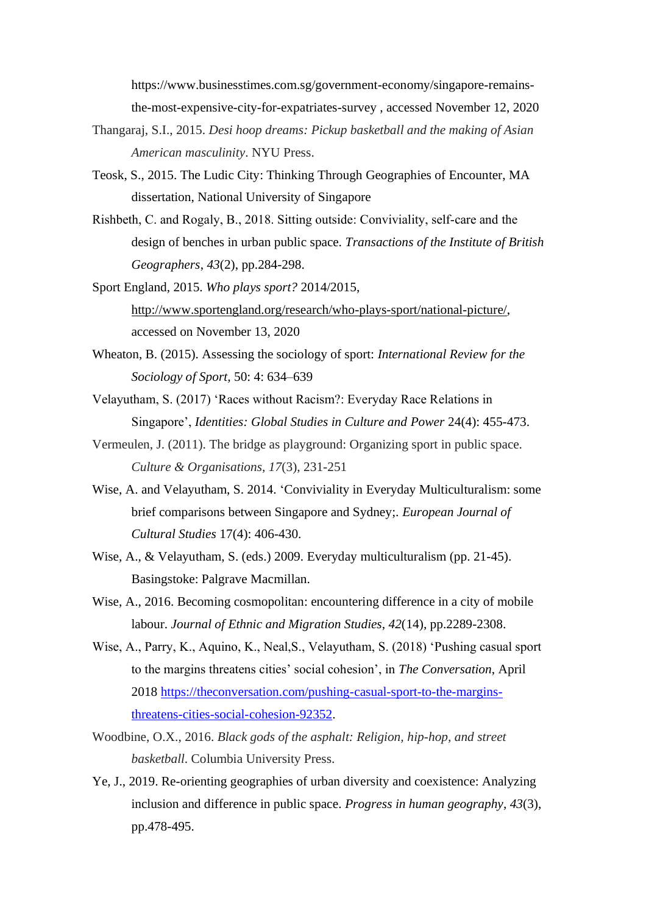https://www.businesstimes.com.sg/government-economy/singapore-remains-the-most-expensive-city-for-expatriates-survey , accessed November 12, 2020

Thangaraj, S.I., 2015. *Desi hoop dreams: Pickup basketball and the making of Asian American masculinity*. NYU Press.

Teosk, S., 2015. The Ludic City: Thinking Through Geographies of Encounter, MA dissertation, National University of Singapore

Rishbeth, C. and Rogaly, B., 2018. Sitting outside: Conviviality, self-care and the design of benches in urban public space. *Transactions of the Institute of British Geographers*, *43*(2), pp.284-298.

Sport England, 2015. *Who plays sport?* 2014/2015, http://www.sportengland.org/research/who-plays-sport/national-picture/, accessed on November 13, 2020

Wheaton, B. (2015). Assessing the sociology of sport: *International Review for the Sociology of Sport,* 50: 4: 634–639

Velayutham, S. (2017) 'Races without Racism?: Everyday Race Relations in Singapore', *Identities: Global Studies in Culture and Power* 24(4): 455-473.

Vermeulen, J. (2011). The bridge as playground: Organizing sport in public space. *Culture & Organisations*, *17*(3), 231-251

Wise, A. and Velayutham, S. 2014. 'Conviviality in Everyday Multiculturalism: some brief comparisons between Singapore and Sydney;. *European Journal of Cultural Studies* 17(4): 406-430.

Wise, A., & Velayutham, S. (eds.) 2009. Everyday multiculturalism (pp. 21-45). Basingstoke: Palgrave Macmillan.

Wise, A., 2016. Becoming cosmopolitan: encountering difference in a city of mobile labour. *Journal of Ethnic and Migration Studies*, *42*(14), pp.2289-2308.

Wise, A., Parry, K., Aquino, K., Neal,S., Velayutham, S. (2018) 'Pushing casual sport to the margins threatens cities' social cohesion', in *The Conversation*, April 2018 https://theconversation.com/pushing-casual-sport-to-the-margins-threatens-cities-social-cohesion-92352.

Woodbine, O.X., 2016. *Black gods of the asphalt: Religion, hip-hop, and street basketball*. Columbia University Press.

Ye, J., 2019. Re-orienting geographies of urban diversity and coexistence: Analyzing inclusion and difference in public space. *Progress in human geography*, *43*(3), pp.478-495.